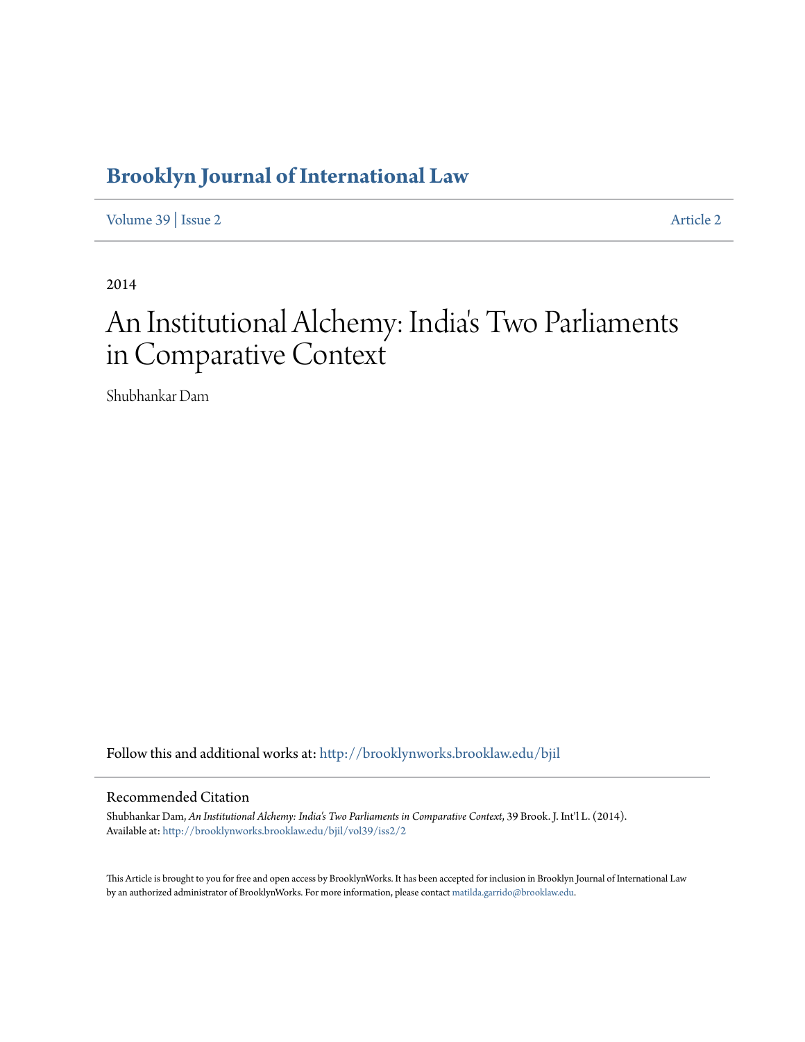# Brooklyn Journal of International Law

Volume 39 | Issue 2 Article 2

2014

# An Institutional Alchemy: India's Two Parliaments in Comparative Context

Shubhankar Dam

Follow this and additional works at: http://brooklynworks.brooklaw.edu/bjil

## Recommended Citation

Shubhankar Dam, *An Institutional Alchemy: India's Two Parliaments in Comparative Context*, 39 Brook. J. Int'l L. (2014).
Available at: http://brooklynworks.brooklaw.edu/bjil/vol39/iss2/2

This Article is brought to you for free and open access by BrooklynWorks. It has been accepted for inclusion in Brooklyn Journal of International Law by an authorized administrator of BrooklynWorks. For more information, please contact matilda.garrido@brooklaw.edu.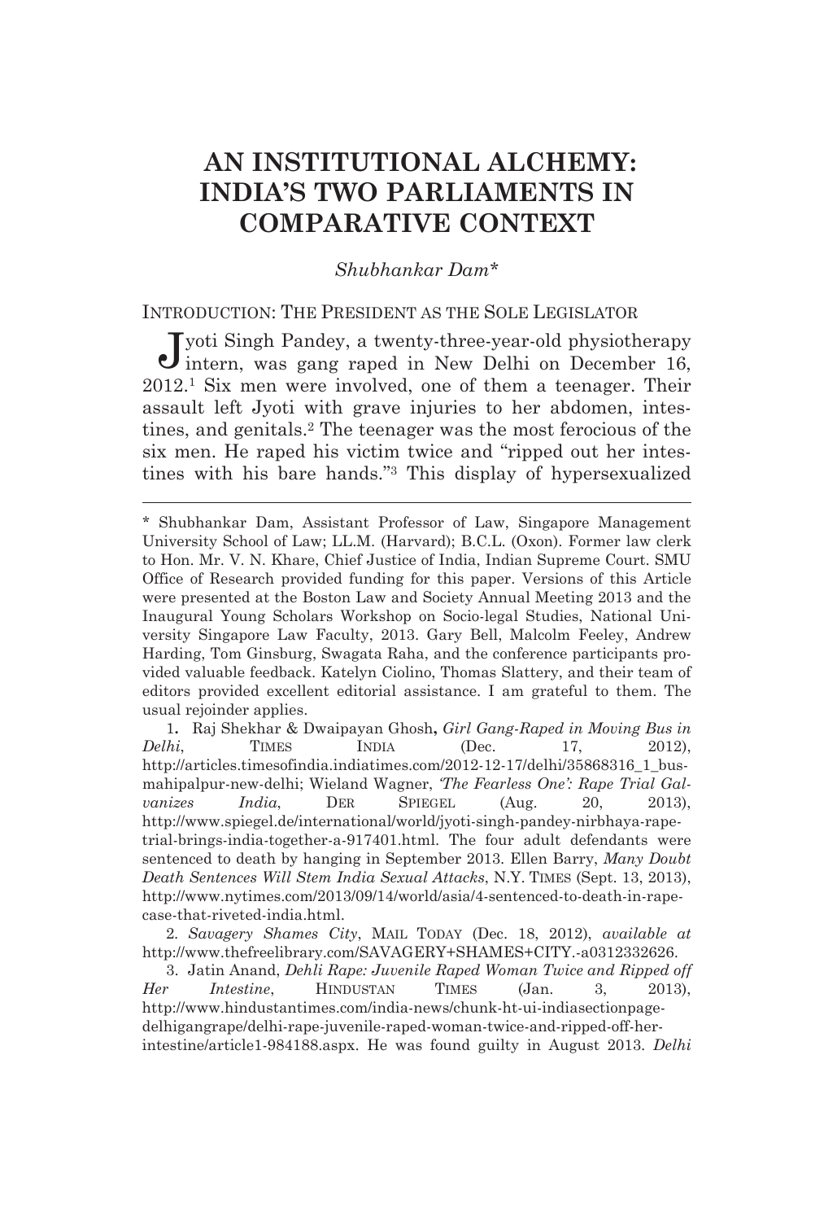# AN INSTITUTIONAL ALCHEMY: INDIA'S TWO PARLIAMENTS IN COMPARATIVE CONTEXT

*Shubhankar Dam**

## INTRODUCTION: THE PRESIDENT AS THE SOLE LEGISLATOR

Jyoti Singh Pandey, a twenty-three-year-old physiotherapy intern, was gang raped in New Delhi on December 16, 2012.[1] Six men were involved, one of them a teenager. Their assault left Jyoti with grave injuries to her abdomen, intestines, and genitals.[2] The teenager was the most ferocious of the six men. He raped his victim twice and "ripped out her intestines with his bare hands."[3] This display of hypersexualized

---

\* Shubhankar Dam, Assistant Professor of Law, Singapore Management University School of Law; LL.M. (Harvard); B.C.L. (Oxon). Former law clerk to Hon. Mr. V. N. Khare, Chief Justice of India, Indian Supreme Court. SMU Office of Research provided funding for this paper. Versions of this Article were presented at the Boston Law and Society Annual Meeting 2013 and the Inaugural Young Scholars Workshop on Socio-legal Studies, National University Singapore Law Faculty, 2013. Gary Bell, Malcolm Feeley, Andrew Harding, Tom Ginsburg, Swagata Raha, and the conference participants provided valuable feedback. Katelyn Ciolino, Thomas Slattery, and their team of editors provided excellent editorial assistance. I am grateful to them. The usual rejoinder applies.

1. Raj Shekhar & Dwaipayan Ghosh, *Girl Gang-Raped in Moving Bus in Delhi*, TIMES INDIA (Dec. 17, 2012), http://articles.timesofindia.indiatimes.com/2012-12-17/delhi/35868316_1_bus-mahipalpur-new-delhi; Wieland Wagner, *'The Fearless One': Rape Trial Galvanizes India*, DER SPIEGEL (Aug. 20, 2013), http://www.spiegel.de/international/world/jyoti-singh-pandey-nirbhaya-rape-trial-brings-india-together-a-917401.html. The four adult defendants were sentenced to death by hanging in September 2013. Ellen Barry, *Many Doubt Death Sentences Will Stem India Sexual Attacks*, N.Y. TIMES (Sept. 13, 2013), http://www.nytimes.com/2013/09/14/world/asia/4-sentenced-to-death-in-rape-case-that-riveted-india.html.

2. *Savagery Shames City*, MAIL TODAY (Dec. 18, 2012), *available at* http://www.thefreelibrary.com/SAVAGERY+SHAMES+CITY.-a0312332626.

3. Jatin Anand, *Dehli Rape: Juvenile Raped Woman Twice and Ripped off Her Intestine*, HINDUSTAN TIMES (Jan. 3, 2013), http://www.hindustantimes.com/india-news/chunk-ht-ui-indiasectionpage-delhigangrape/delhi-rape-juvenile-raped-woman-twice-and-ripped-off-her-intestine/article1-984188.aspx. He was found guilty in August 2013. *Delhi*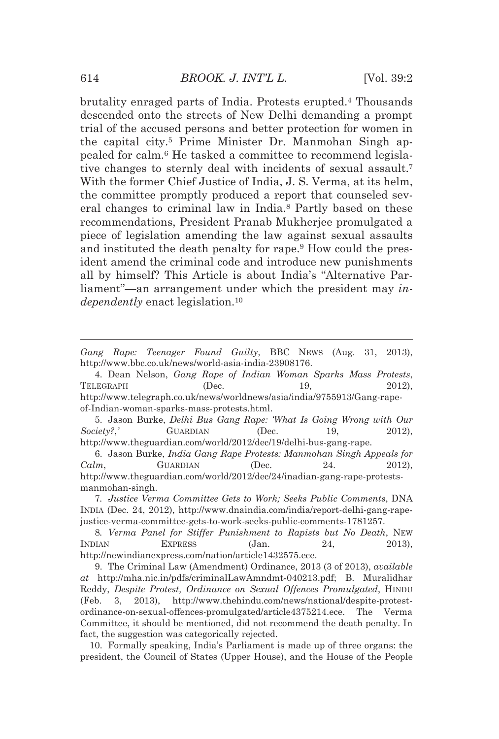brutality enraged parts of India. Protests erupted.[4] Thousands descended onto the streets of New Delhi demanding a prompt trial of the accused persons and better protection for women in the capital city.[5] Prime Minister Dr. Manmohan Singh appealed for calm.[6] He tasked a committee to recommend legislative changes to sternly deal with incidents of sexual assault.[7] With the former Chief Justice of India, J. S. Verma, at its helm, the committee promptly produced a report that counseled several changes to criminal law in India.[8] Partly based on these recommendations, President Pranab Mukherjee promulgated a piece of legislation amending the law against sexual assaults and instituted the death penalty for rape.[9] How could the president amend the criminal code and introduce new punishments all by himself? This Article is about India's "Alternative Parliament"—an arrangement under which the president may *independently* enact legislation.[10]

---

*Gang Rape: Teenager Found Guilty*, BBC NEWS (Aug. 31, 2013), http://www.bbc.co.uk/news/world-asia-india-23908176.

4. Dean Nelson, *Gang Rape of Indian Woman Sparks Mass Protests*, TELEGRAPH (Dec. 19, 2012), http://www.telegraph.co.uk/news/worldnews/asia/india/9755913/Gang-rape-of-Indian-woman-sparks-mass-protests.html.

5. Jason Burke, *Delhi Bus Gang Rape: 'What Is Going Wrong with Our Society?*,*'* GUARDIAN (Dec. 19, 2012), http://www.theguardian.com/world/2012/dec/19/delhi-bus-gang-rape.

6. Jason Burke, *India Gang Rape Protests: Manmohan Singh Appeals for Calm*, GUARDIAN (Dec. 24. 2012), http://www.theguardian.com/world/2012/dec/24/inadian-gang-rape-protests-manmohan-singh.

7. *Justice Verma Committee Gets to Work; Seeks Public Comments*, DNA INDIA (Dec. 24, 2012), http://www.dnaindia.com/india/report-delhi-gang-rape-justice-verma-committee-gets-to-work-seeks-public-comments-1781257.

8. *Verma Panel for Stiffer Punishment to Rapists but No Death*, NEW INDIAN EXPRESS (Jan. 24, 2013), http://newindianexpress.com/nation/article1432575.ece.

9. The Criminal Law (Amendment) Ordinance, 2013 (3 of 2013), *available at* http://mha.nic.in/pdfs/criminalLawAmndmt-040213.pdf; B. Muralidhar Reddy, *Despite Protest, Ordinance on Sexual Offences Promulgated*, HINDU (Feb. 3, 2013), http://www.thehindu.com/news/national/despite-protest-ordinance-on-sexual-offences-promulgated/article4375214.ece. The Verma Committee, it should be mentioned, did not recommend the death penalty. In fact, the suggestion was categorically rejected.

10. Formally speaking, India's Parliament is made up of three organs: the president, the Council of States (Upper House), and the House of the People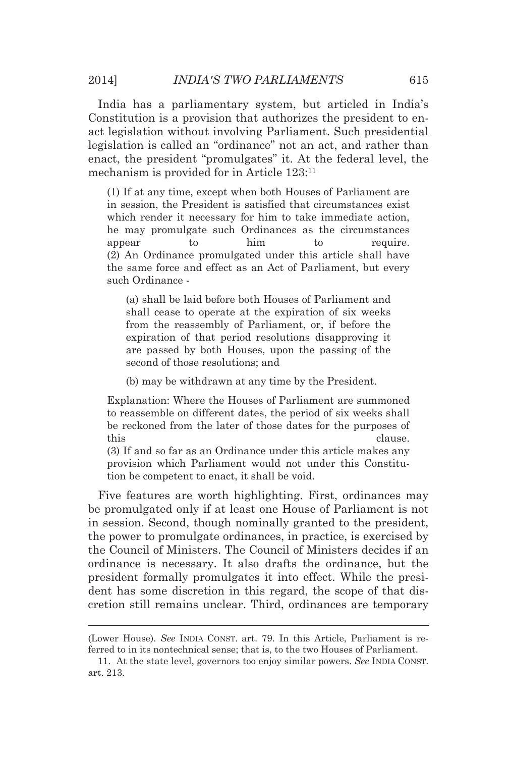India has a parliamentary system, but articled in India's Constitution is a provision that authorizes the president to enact legislation without involving Parliament. Such presidential legislation is called an "ordinance" not an act, and rather than enact, the president "promulgates" it. At the federal level, the mechanism is provided for in Article 123:[11]

> (1) If at any time, except when both Houses of Parliament are in session, the President is satisfied that circumstances exist which render it necessary for him to take immediate action, he may promulgate such Ordinances as the circumstances appear to him to require.
> (2) An Ordinance promulgated under this article shall have the same force and effect as an Act of Parliament, but every such Ordinance -
>
> > (a) shall be laid before both Houses of Parliament and shall cease to operate at the expiration of six weeks from the reassembly of Parliament, or, if before the expiration of that period resolutions disapproving it are passed by both Houses, upon the passing of the second of those resolutions; and
> >
> > (b) may be withdrawn at any time by the President.
>
> Explanation: Where the Houses of Parliament are summoned to reassemble on different dates, the period of six weeks shall be reckoned from the later of those dates for the purposes of this clause.
> (3) If and so far as an Ordinance under this article makes any provision which Parliament would not under this Constitution be competent to enact, it shall be void.

Five features are worth highlighting. First, ordinances may be promulgated only if at least one House of Parliament is not in session. Second, though nominally granted to the president, the power to promulgate ordinances, in practice, is exercised by the Council of Ministers. The Council of Ministers decides if an ordinance is necessary. It also drafts the ordinance, but the president formally promulgates it into effect. While the president has some discretion in this regard, the scope of that discretion still remains unclear. Third, ordinances are temporary

---

(Lower House). *See* INDIA CONST. art. 79. In this Article, Parliament is referred to in its nontechnical sense; that is, to the two Houses of Parliament.

11. At the state level, governors too enjoy similar powers. *See* INDIA CONST. art. 213.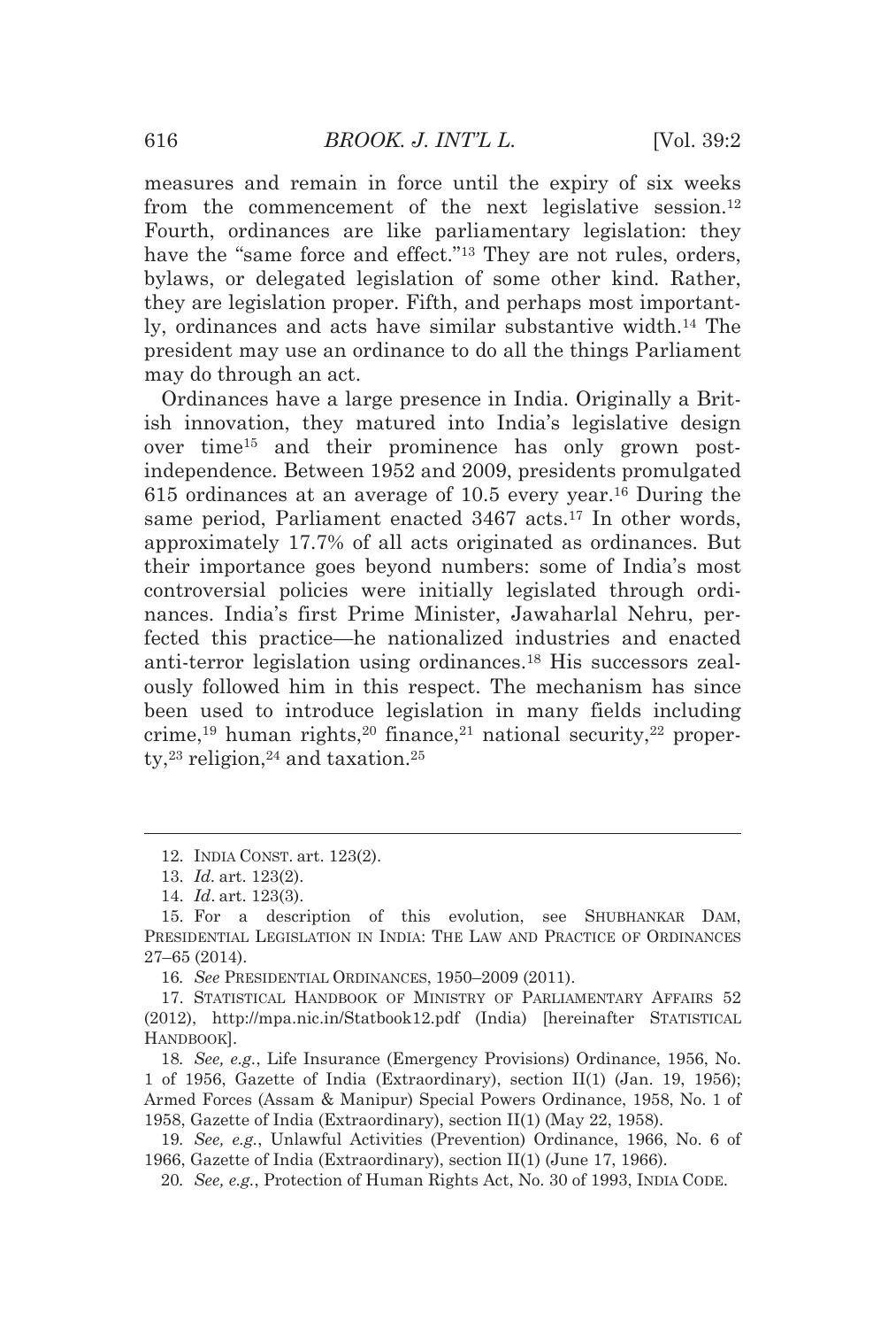measures and remain in force until the expiry of six weeks from the commencement of the next legislative session.[12] Fourth, ordinances are like parliamentary legislation: they have the "same force and effect."[13] They are not rules, orders, bylaws, or delegated legislation of some other kind. Rather, they are legislation proper. Fifth, and perhaps most importantly, ordinances and acts have similar substantive width.[14] The president may use an ordinance to do all the things Parliament may do through an act.

Ordinances have a large presence in India. Originally a British innovation, they matured into India's legislative design over time[15] and their prominence has only grown post-independence. Between 1952 and 2009, presidents promulgated 615 ordinances at an average of 10.5 every year.[16] During the same period, Parliament enacted 3467 acts.[17] In other words, approximately 17.7% of all acts originated as ordinances. But their importance goes beyond numbers: some of India's most controversial policies were initially legislated through ordinances. India's first Prime Minister, Jawaharlal Nehru, perfected this practice—he nationalized industries and enacted anti-terror legislation using ordinances.[18] His successors zealously followed him in this respect. The mechanism has since been used to introduce legislation in many fields including crime,[19] human rights,[20] finance,[21] national security,[22] property,[23] religion,[24] and taxation.[25]

---

12. INDIA CONST. art. 123(2).

13. *Id.* art. 123(2).

14. *Id*. art. 123(3).

15. For a description of this evolution, see SHUBHANKAR DAM, PRESIDENTIAL LEGISLATION IN INDIA: THE LAW AND PRACTICE OF ORDINANCES 27–65 (2014).

16. *See* PRESIDENTIAL ORDINANCES, 1950–2009 (2011).

17. STATISTICAL HANDBOOK OF MINISTRY OF PARLIAMENTARY AFFAIRS 52 (2012), http://mpa.nic.in/Statbook12.pdf (India) [hereinafter STATISTICAL HANDBOOK].

18. *See, e.g.*, Life Insurance (Emergency Provisions) Ordinance, 1956, No. 1 of 1956, Gazette of India (Extraordinary), section II(1) (Jan. 19, 1956); Armed Forces (Assam & Manipur) Special Powers Ordinance, 1958, No. 1 of 1958, Gazette of India (Extraordinary), section II(1) (May 22, 1958).

19. *See, e.g.*, Unlawful Activities (Prevention) Ordinance, 1966, No. 6 of 1966, Gazette of India (Extraordinary), section II(1) (June 17, 1966).

20. *See, e.g.*, Protection of Human Rights Act, No. 30 of 1993, INDIA CODE.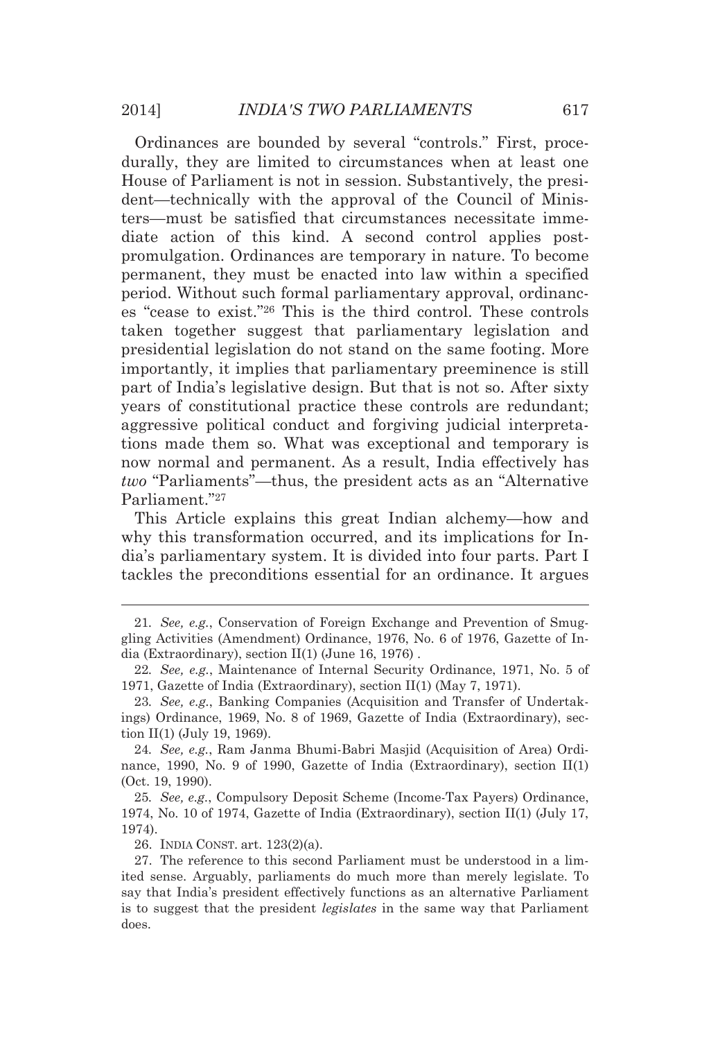Ordinances are bounded by several "controls." First, procedurally, they are limited to circumstances when at least one House of Parliament is not in session. Substantively, the president—technically with the approval of the Council of Ministers—must be satisfied that circumstances necessitate immediate action of this kind. A second control applies post-promulgation. Ordinances are temporary in nature. To become permanent, they must be enacted into law within a specified period. Without such formal parliamentary approval, ordinances "cease to exist."[26] This is the third control. These controls taken together suggest that parliamentary legislation and presidential legislation do not stand on the same footing. More importantly, it implies that parliamentary preeminence is still part of India's legislative design. But that is not so. After sixty years of constitutional practice these controls are redundant; aggressive political conduct and forgiving judicial interpretations made them so. What was exceptional and temporary is now normal and permanent. As a result, India effectively has *two* "Parliaments"—thus, the president acts as an "Alternative Parliament."[27]

This Article explains this great Indian alchemy—how and why this transformation occurred, and its implications for India's parliamentary system. It is divided into four parts. Part I tackles the preconditions essential for an ordinance. It argues

---

21. *See, e.g.*, Conservation of Foreign Exchange and Prevention of Smuggling Activities (Amendment) Ordinance, 1976, No. 6 of 1976, Gazette of India (Extraordinary), section II(1) (June 16, 1976) .

22. *See, e.g.*, Maintenance of Internal Security Ordinance, 1971, No. 5 of 1971, Gazette of India (Extraordinary), section II(1) (May 7, 1971).

23. *See, e.g.*, Banking Companies (Acquisition and Transfer of Undertakings) Ordinance, 1969, No. 8 of 1969, Gazette of India (Extraordinary), section II(1) (July 19, 1969).

24. *See, e.g.*, Ram Janma Bhumi-Babri Masjid (Acquisition of Area) Ordinance, 1990, No. 9 of 1990, Gazette of India (Extraordinary), section II(1) (Oct. 19, 1990).

25. *See, e.g.*, Compulsory Deposit Scheme (Income-Tax Payers) Ordinance, 1974, No. 10 of 1974, Gazette of India (Extraordinary), section II(1) (July 17, 1974).

26. INDIA CONST. art. 123(2)(a).

27. The reference to this second Parliament must be understood in a limited sense. Arguably, parliaments do much more than merely legislate. To say that India's president effectively functions as an alternative Parliament is to suggest that the president *legislates* in the same way that Parliament does.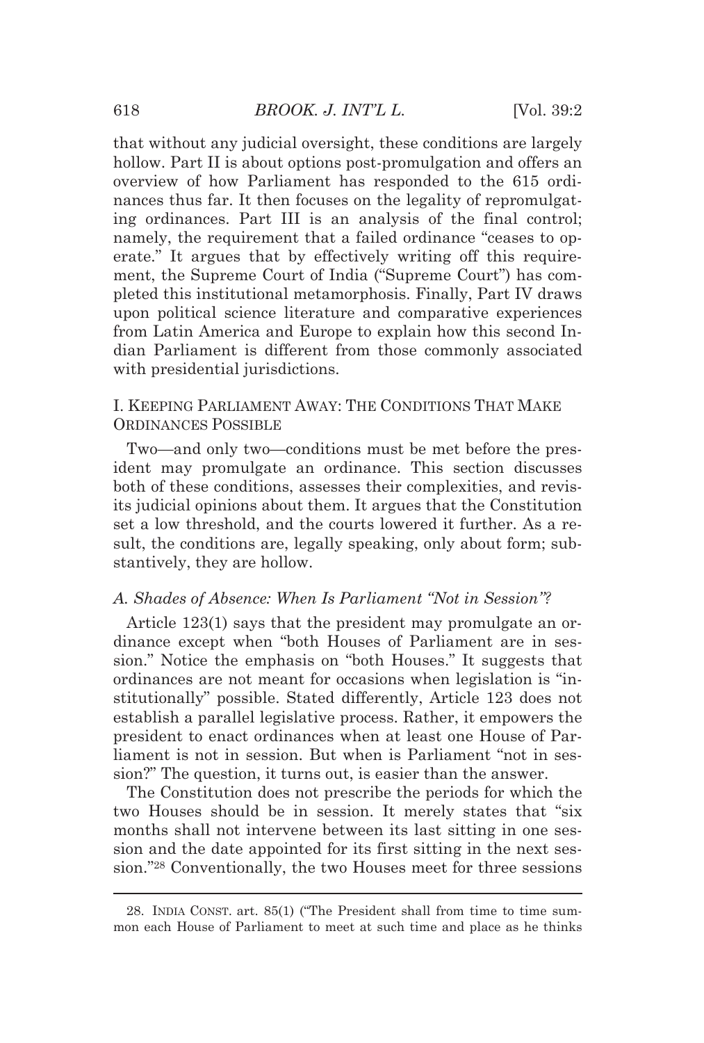that without any judicial oversight, these conditions are largely hollow. Part II is about options post-promulgation and offers an overview of how Parliament has responded to the 615 ordinances thus far. It then focuses on the legality of repromulgating ordinances. Part III is an analysis of the final control; namely, the requirement that a failed ordinance "ceases to operate." It argues that by effectively writing off this requirement, the Supreme Court of India ("Supreme Court") has completed this institutional metamorphosis. Finally, Part IV draws upon political science literature and comparative experiences from Latin America and Europe to explain how this second Indian Parliament is different from those commonly associated with presidential jurisdictions.

## I. KEEPING PARLIAMENT AWAY: THE CONDITIONS THAT MAKE ORDINANCES POSSIBLE

Two—and only two—conditions must be met before the president may promulgate an ordinance. This section discusses both of these conditions, assesses their complexities, and revisits judicial opinions about them. It argues that the Constitution set a low threshold, and the courts lowered it further. As a result, the conditions are, legally speaking, only about form; substantively, they are hollow.

### *A. Shades of Absence: When Is Parliament "Not in Session"?*

Article 123(1) says that the president may promulgate an ordinance except when "both Houses of Parliament are in session." Notice the emphasis on "both Houses." It suggests that ordinances are not meant for occasions when legislation is "institutionally" possible. Stated differently, Article 123 does not establish a parallel legislative process. Rather, it empowers the president to enact ordinances when at least one House of Parliament is not in session. But when is Parliament "not in session?" The question, it turns out, is easier than the answer.

The Constitution does not prescribe the periods for which the two Houses should be in session. It merely states that "six months shall not intervene between its last sitting in one session and the date appointed for its first sitting in the next session."[28] Conventionally, the two Houses meet for three sessions

---

28. INDIA CONST. art. 85(1) ("The President shall from time to time summon each House of Parliament to meet at such time and place as he thinks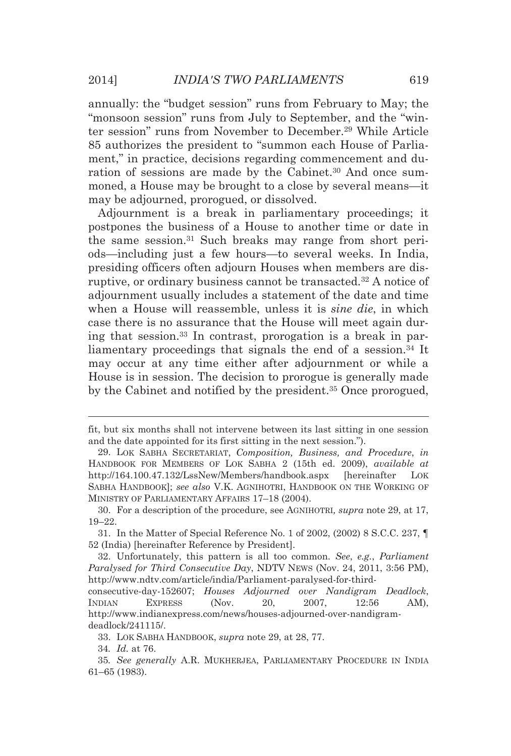annually: the "budget session" runs from February to May; the "monsoon session" runs from July to September, and the "winter session" runs from November to December.[29] While Article 85 authorizes the president to "summon each House of Parliament," in practice, decisions regarding commencement and duration of sessions are made by the Cabinet.[30] And once summoned, a House may be brought to a close by several means—it may be adjourned, prorogued, or dissolved.

Adjournment is a break in parliamentary proceedings; it postpones the business of a House to another time or date in the same session.[31] Such breaks may range from short periods—including just a few hours—to several weeks. In India, presiding officers often adjourn Houses when members are disruptive, or ordinary business cannot be transacted.[32] A notice of adjournment usually includes a statement of the date and time when a House will reassemble, unless it is *sine die*, in which case there is no assurance that the House will meet again during that session.[33] In contrast, prorogation is a break in parliamentary proceedings that signals the end of a session.[34] It may occur at any time either after adjournment or while a House is in session. The decision to prorogue is generally made by the Cabinet and notified by the president.[35] Once prorogued,

---

fit, but six months shall not intervene between its last sitting in one session and the date appointed for its first sitting in the next session.").

29. LOK SABHA SECRETARIAT, *Composition, Business, and Procedure*, *in* HANDBOOK FOR MEMBERS OF LOK SABHA 2 (15th ed. 2009), *available at* http://164.100.47.132/LssNew/Members/handbook.aspx [hereinafter LOK SABHA HANDBOOK]; *see also* V.K. AGNIHOTRI, HANDBOOK ON THE WORKING OF MINISTRY OF PARLIAMENTARY AFFAIRS 17–18 (2004).

30. For a description of the procedure, see AGNIHOTRI, *supra* note 29, at 17, 19–22.

31. In the Matter of Special Reference No. 1 of 2002, (2002) 8 S.C.C. 237, ¶ 52 (India) [hereinafter Reference by President].

32. Unfortunately, this pattern is all too common. *See*, *e.g.*, *Parliament Paralysed for Third Consecutive Day*, NDTV NEWS (Nov. 24, 2011, 3:56 PM), http://www.ndtv.com/article/india/Parliament-paralysed-for-third-consecutive-day-152607; *Houses Adjourned over Nandigram Deadlock*, INDIAN EXPRESS (Nov. 20, 2007, 12:56 AM), http://www.indianexpress.com/news/houses-adjourned-over-nandigram-deadlock/241115/.

33. LOK SABHA HANDBOOK, *supra* note 29, at 28, 77.

34. *Id.* at 76.

35. *See generally* A.R. MUKHERJEA, PARLIAMENTARY PROCEDURE IN INDIA 61–65 (1983).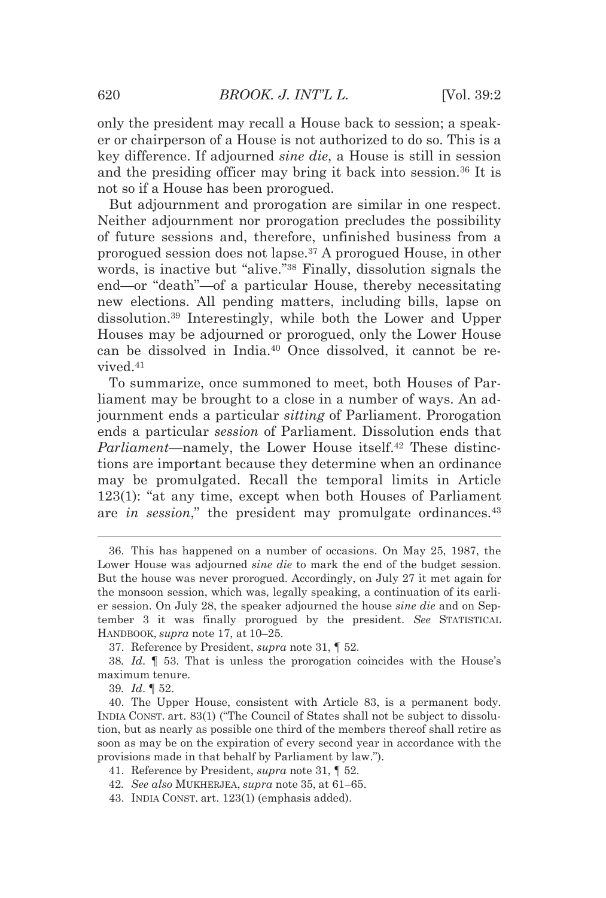only the president may recall a House back to session; a speaker or chairperson of a House is not authorized to do so. This is a key difference. If adjourned *sine die*, a House is still in session and the presiding officer may bring it back into session.[36] It is not so if a House has been prorogued.

But adjournment and prorogation are similar in one respect. Neither adjournment nor prorogation precludes the possibility of future sessions and, therefore, unfinished business from a prorogued session does not lapse.[37] A prorogued House, in other words, is inactive but "alive."[38] Finally, dissolution signals the end—or "death"—of a particular House, thereby necessitating new elections. All pending matters, including bills, lapse on dissolution.[39] Interestingly, while both the Lower and Upper Houses may be adjourned or prorogued, only the Lower House can be dissolved in India.[40] Once dissolved, it cannot be revived.[41]

To summarize, once summoned to meet, both Houses of Parliament may be brought to a close in a number of ways. An adjournment ends a particular *sitting* of Parliament. Prorogation ends a particular *session* of Parliament. Dissolution ends that *Parliament*—namely, the Lower House itself.[42] These distinctions are important because they determine when an ordinance may be promulgated. Recall the temporal limits in Article 123(1): "at any time, except when both Houses of Parliament are *in session*," the president may promulgate ordinances.[43]

---

36. This has happened on a number of occasions. On May 25, 1987, the Lower House was adjourned *sine die* to mark the end of the budget session. But the house was never prorogued. Accordingly, on July 27 it met again for the monsoon session, which was, legally speaking, a continuation of its earlier session. On July 28, the speaker adjourned the house *sine die* and on September 3 it was finally prorogued by the president. *See* STATISTICAL HANDBOOK, *supra* note 17, at 10–25.

37. Reference by President, *supra* note 31, ¶ 52.

38. *Id*. ¶ 53. That is unless the prorogation coincides with the House's maximum tenure.

39. *Id*. ¶ 52.

40. The Upper House, consistent with Article 83, is a permanent body. INDIA CONST. art. 83(1) ("The Council of States shall not be subject to dissolution, but as nearly as possible one third of the members thereof shall retire as soon as may be on the expiration of every second year in accordance with the provisions made in that behalf by Parliament by law.").

41. Reference by President, *supra* note 31, ¶ 52.

42. *See also* MUKHERJEA, *supra* note 35, at 61–65.

43. INDIA CONST. art. 123(1) (emphasis added).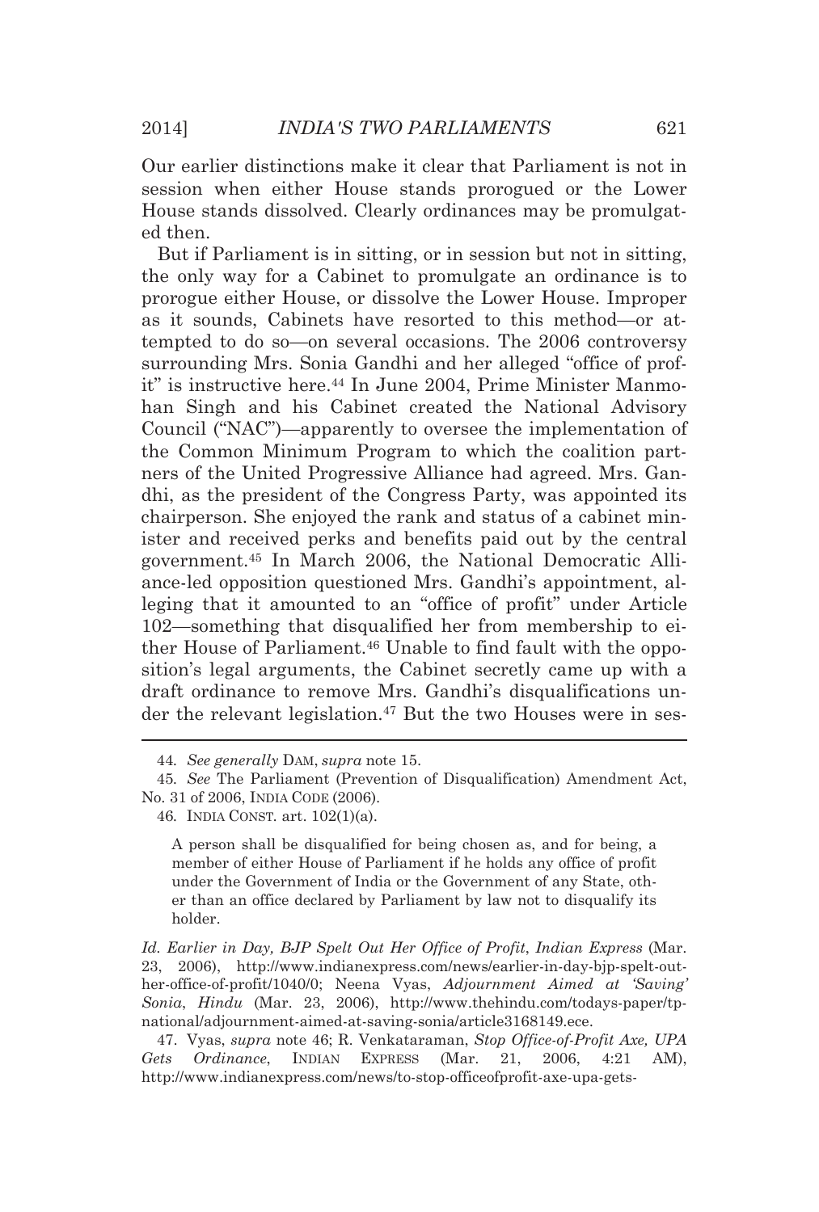Our earlier distinctions make it clear that Parliament is not in session when either House stands prorogued or the Lower House stands dissolved. Clearly ordinances may be promulgated then.

But if Parliament is in sitting, or in session but not in sitting, the only way for a Cabinet to promulgate an ordinance is to prorogue either House, or dissolve the Lower House. Improper as it sounds, Cabinets have resorted to this method—or attempted to do so—on several occasions. The 2006 controversy surrounding Mrs. Sonia Gandhi and her alleged "office of profit" is instructive here.[44] In June 2004, Prime Minister Manmohan Singh and his Cabinet created the National Advisory Council ("NAC")—apparently to oversee the implementation of the Common Minimum Program to which the coalition partners of the United Progressive Alliance had agreed. Mrs. Gandhi, as the president of the Congress Party, was appointed its chairperson. She enjoyed the rank and status of a cabinet minister and received perks and benefits paid out by the central government.[45] In March 2006, the National Democratic Alliance-led opposition questioned Mrs. Gandhi's appointment, alleging that it amounted to an "office of profit" under Article 102—something that disqualified her from membership to either House of Parliament.[46] Unable to find fault with the opposition's legal arguments, the Cabinet secretly came up with a draft ordinance to remove Mrs. Gandhi's disqualifications under the relevant legislation.[47] But the two Houses were in ses-

---

44. *See generally* DAM, *supra* note 15.

45. *See* The Parliament (Prevention of Disqualification) Amendment Act, No. 31 of 2006, INDIA CODE (2006).

46. INDIA CONST. art. 102(1)(a).

> A person shall be disqualified for being chosen as, and for being, a member of either House of Parliament if he holds any office of profit under the Government of India or the Government of any State, other than an office declared by Parliament by law not to disqualify its holder.

*Id. Earlier in Day, BJP Spelt Out Her Office of Profit*, *Indian Express* (Mar. 23, 2006), http://www.indianexpress.com/news/earlier-in-day-bjp-spelt-out-her-office-of-profit/1040/0; Neena Vyas, *Adjournment Aimed at 'Saving' Sonia*, *Hindu* (Mar. 23, 2006), http://www.thehindu.com/todays-paper/tp-national/adjournment-aimed-at-saving-sonia/article3168149.ece.

47. Vyas, *supra* note 46; R. Venkataraman, *Stop Office-of-Profit Axe, UPA Gets Ordinance*, INDIAN EXPRESS (Mar. 21, 2006, 4:21 AM), http://www.indianexpress.com/news/to-stop-officeofprofit-axe-upa-gets-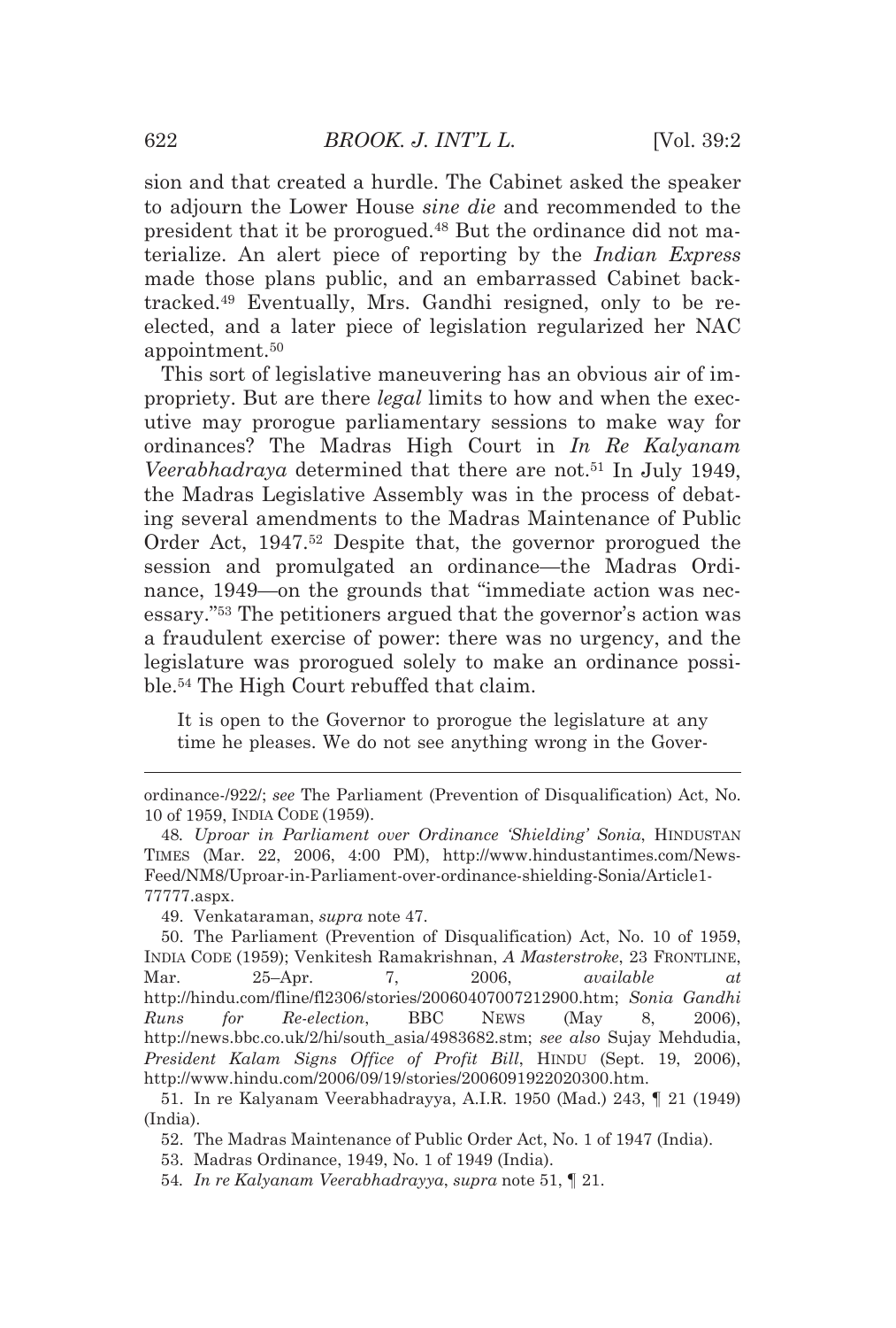sion and that created a hurdle. The Cabinet asked the speaker to adjourn the Lower House *sine die* and recommended to the president that it be prorogued.[48] But the ordinance did not materialize. An alert piece of reporting by the *Indian Express* made those plans public, and an embarrassed Cabinet backtracked.[49] Eventually, Mrs. Gandhi resigned, only to be reelected, and a later piece of legislation regularized her NAC appointment.[50]

This sort of legislative maneuvering has an obvious air of impropriety. But are there *legal* limits to how and when the executive may prorogue parliamentary sessions to make way for ordinances? The Madras High Court in *In Re Kalyanam Veerabhadraya* determined that there are not.[51] In July 1949, the Madras Legislative Assembly was in the process of debating several amendments to the Madras Maintenance of Public Order Act, 1947.[52] Despite that, the governor prorogued the session and promulgated an ordinance—the Madras Ordinance, 1949—on the grounds that "immediate action was necessary."[53] The petitioners argued that the governor's action was a fraudulent exercise of power: there was no urgency, and the legislature was prorogued solely to make an ordinance possible.[54] The High Court rebuffed that claim.

> It is open to the Governor to prorogue the legislature at any time he pleases. We do not see anything wrong in the Gover-

---

ordinance-/922/; *see* The Parliament (Prevention of Disqualification) Act, No. 10 of 1959, INDIA CODE (1959).

48. *Uproar in Parliament over Ordinance 'Shielding' Sonia*, HINDUSTAN TIMES (Mar. 22, 2006, 4:00 PM), http://www.hindustantimes.com/News-Feed/NM8/Uproar-in-Parliament-over-ordinance-shielding-Sonia/Article1-77777.aspx.

49. Venkataraman, *supra* note 47.

50. The Parliament (Prevention of Disqualification) Act, No. 10 of 1959, INDIA CODE (1959); Venkitesh Ramakrishnan, *A Masterstroke*, 23 FRONTLINE, Mar. 25–Apr. 7, 2006, *available at* http://hindu.com/fline/fl2306/stories/20060407007212900.htm; *Sonia Gandhi Runs for Re-election*, BBC NEWS (May 8, 2006), http://news.bbc.co.uk/2/hi/south_asia/4983682.stm; *see also* Sujay Mehdudia, *President Kalam Signs Office of Profit Bill*, HINDU (Sept. 19, 2006), http://www.hindu.com/2006/09/19/stories/2006091922020300.htm.

51. In re Kalyanam Veerabhadrayya, A.I.R. 1950 (Mad.) 243, ¶ 21 (1949) (India).

52. The Madras Maintenance of Public Order Act, No. 1 of 1947 (India).

53. Madras Ordinance, 1949, No. 1 of 1949 (India).

54. *In re Kalyanam Veerabhadrayya*, *supra* note 51, ¶ 21.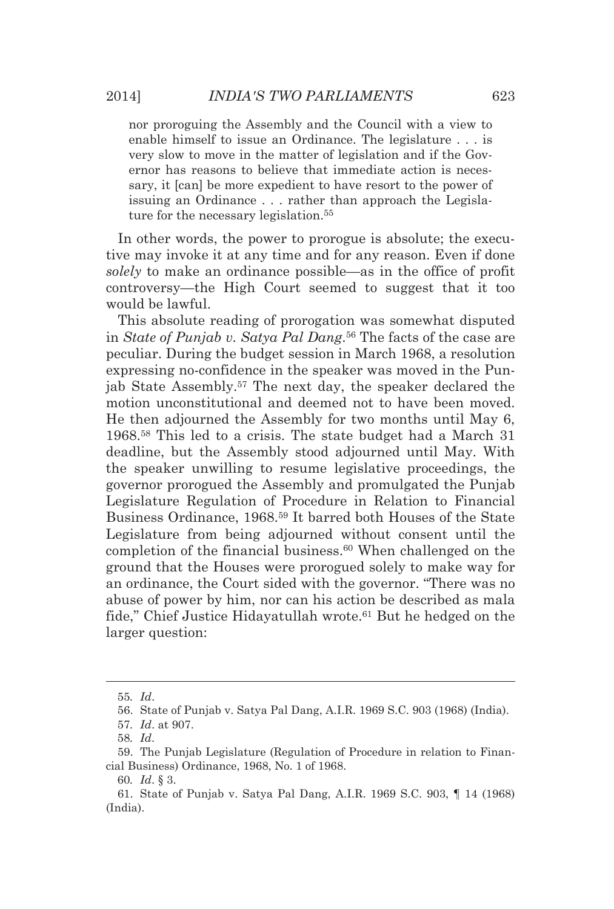> nor proroguing the Assembly and the Council with a view to enable himself to issue an Ordinance. The legislature . . . is very slow to move in the matter of legislation and if the Governor has reasons to believe that immediate action is necessary, it [can] be more expedient to have resort to the power of issuing an Ordinance . . . rather than approach the Legislature for the necessary legislation.[55]

In other words, the power to prorogue is absolute; the executive may invoke it at any time and for any reason. Even if done *solely* to make an ordinance possible—as in the office of profit controversy—the High Court seemed to suggest that it too would be lawful.

This absolute reading of prorogation was somewhat disputed in *State of Punjab v. Satya Pal Dang*.[56] The facts of the case are peculiar. During the budget session in March 1968, a resolution expressing no-confidence in the speaker was moved in the Punjab State Assembly.[57] The next day, the speaker declared the motion unconstitutional and deemed not to have been moved. He then adjourned the Assembly for two months until May 6, 1968.[58] This led to a crisis. The state budget had a March 31 deadline, but the Assembly stood adjourned until May. With the speaker unwilling to resume legislative proceedings, the governor prorogued the Assembly and promulgated the Punjab Legislature Regulation of Procedure in Relation to Financial Business Ordinance, 1968.[59] It barred both Houses of the State Legislature from being adjourned without consent until the completion of the financial business.[60] When challenged on the ground that the Houses were prorogued solely to make way for an ordinance, the Court sided with the governor. "There was no abuse of power by him, nor can his action be described as mala fide," Chief Justice Hidayatullah wrote.[61] But he hedged on the larger question:

---

55. *Id*.

56. State of Punjab v. Satya Pal Dang, A.I.R. 1969 S.C. 903 (1968) (India).

57. *Id*. at 907.

58. *Id*.

59. The Punjab Legislature (Regulation of Procedure in relation to Financial Business) Ordinance, 1968, No. 1 of 1968.

60. *Id*. § 3.

61. State of Punjab v. Satya Pal Dang, A.I.R. 1969 S.C. 903, ¶ 14 (1968) (India).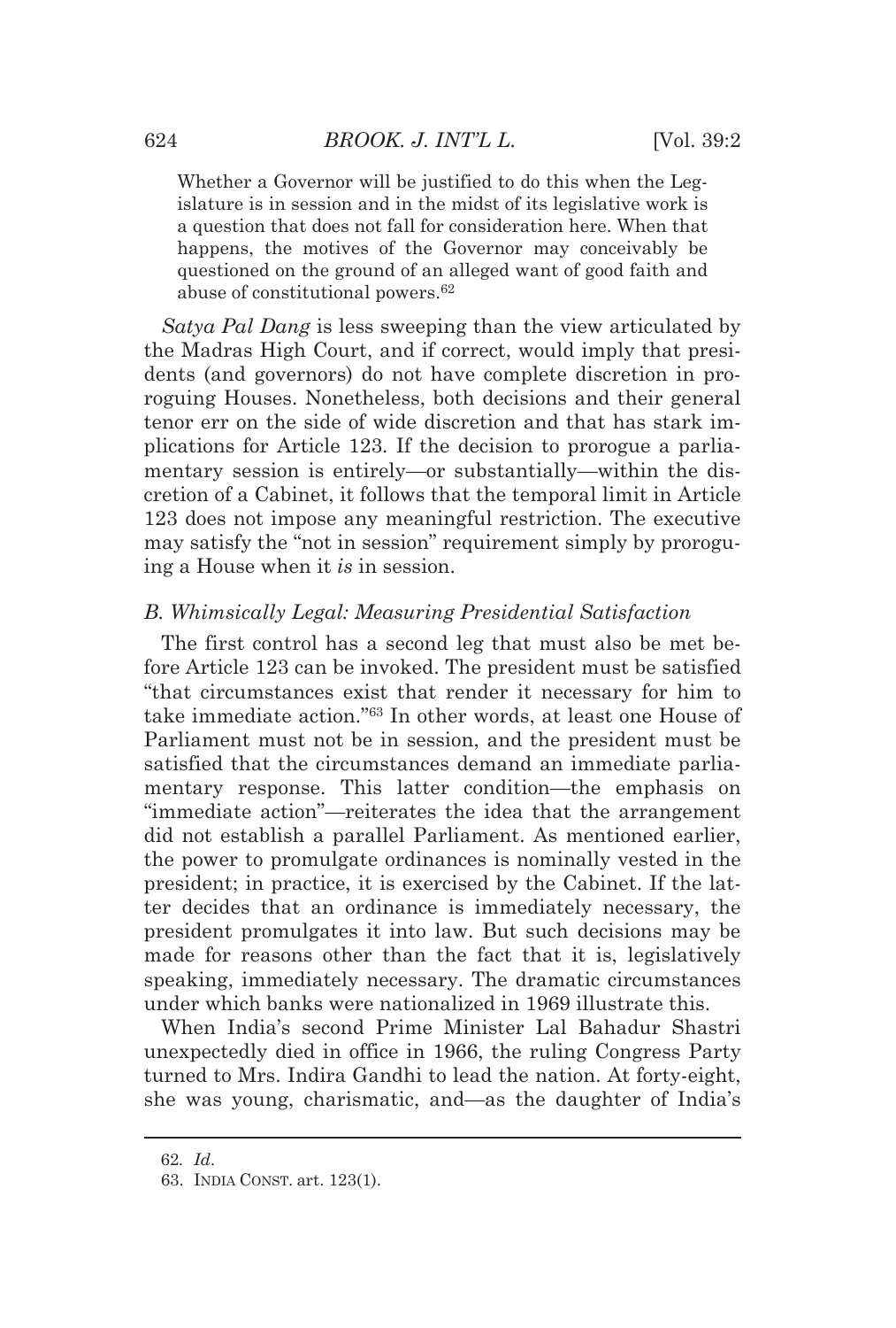> Whether a Governor will be justified to do this when the Legislature is in session and in the midst of its legislative work is a question that does not fall for consideration here. When that happens, the motives of the Governor may conceivably be questioned on the ground of an alleged want of good faith and abuse of constitutional powers.[62]

*Satya Pal Dang* is less sweeping than the view articulated by the Madras High Court, and if correct, would imply that presidents (and governors) do not have complete discretion in proroguing Houses. Nonetheless, both decisions and their general tenor err on the side of wide discretion and that has stark implications for Article 123. If the decision to prorogue a parliamentary session is entirely—or substantially—within the discretion of a Cabinet, it follows that the temporal limit in Article 123 does not impose any meaningful restriction. The executive may satisfy the "not in session" requirement simply by proroguing a House when it *is* in session.

### *B. Whimsically Legal: Measuring Presidential Satisfaction*

The first control has a second leg that must also be met before Article 123 can be invoked. The president must be satisfied "that circumstances exist that render it necessary for him to take immediate action."[63] In other words, at least one House of Parliament must not be in session, and the president must be satisfied that the circumstances demand an immediate parliamentary response. This latter condition—the emphasis on "immediate action"—reiterates the idea that the arrangement did not establish a parallel Parliament. As mentioned earlier, the power to promulgate ordinances is nominally vested in the president; in practice, it is exercised by the Cabinet. If the latter decides that an ordinance is immediately necessary, the president promulgates it into law. But such decisions may be made for reasons other than the fact that it is, legislatively speaking, immediately necessary. The dramatic circumstances under which banks were nationalized in 1969 illustrate this.

When India's second Prime Minister Lal Bahadur Shastri unexpectedly died in office in 1966, the ruling Congress Party turned to Mrs. Indira Gandhi to lead the nation. At forty-eight, she was young, charismatic, and—as the daughter of India's

---

62. *Id*.

63. INDIA CONST. art. 123(1).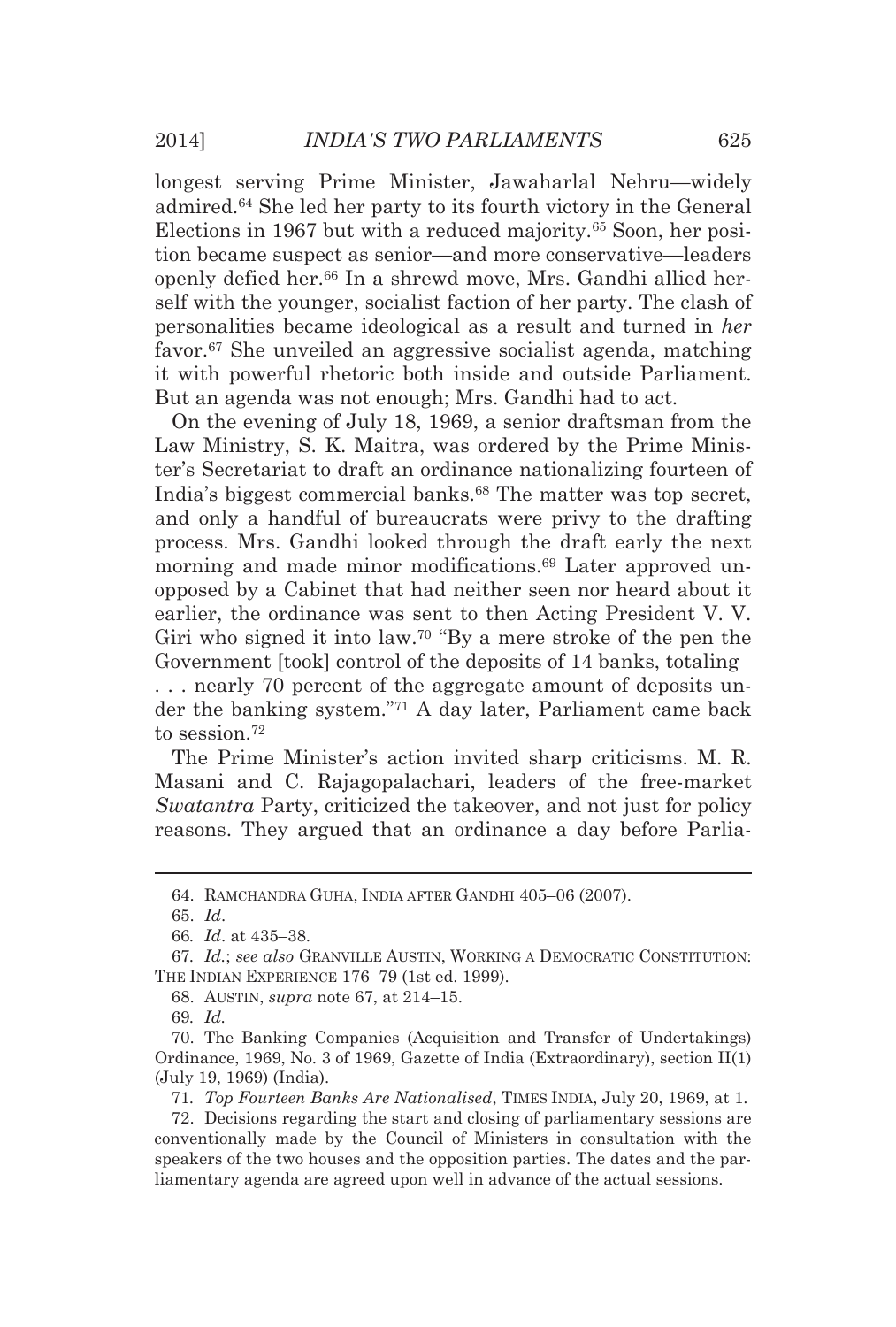longest serving Prime Minister, Jawaharlal Nehru—widely admired.[64] She led her party to its fourth victory in the General Elections in 1967 but with a reduced majority.[65] Soon, her position became suspect as senior—and more conservative—leaders openly defied her.[66] In a shrewd move, Mrs. Gandhi allied herself with the younger, socialist faction of her party. The clash of personalities became ideological as a result and turned in *her* favor.[67] She unveiled an aggressive socialist agenda, matching it with powerful rhetoric both inside and outside Parliament. But an agenda was not enough; Mrs. Gandhi had to act.

On the evening of July 18, 1969, a senior draftsman from the Law Ministry, S. K. Maitra, was ordered by the Prime Minister's Secretariat to draft an ordinance nationalizing fourteen of India's biggest commercial banks.[68] The matter was top secret, and only a handful of bureaucrats were privy to the drafting process. Mrs. Gandhi looked through the draft early the next morning and made minor modifications.[69] Later approved unopposed by a Cabinet that had neither seen nor heard about it earlier, the ordinance was sent to then Acting President V. V. Giri who signed it into law.[70] "By a mere stroke of the pen the Government [took] control of the deposits of 14 banks, totaling . . . nearly 70 percent of the aggregate amount of deposits under the banking system."[71] A day later, Parliament came back to session.[72]

The Prime Minister's action invited sharp criticisms. M. R. Masani and C. Rajagopalachari, leaders of the free-market *Swatantra* Party, criticized the takeover, and not just for policy reasons. They argued that an ordinance a day before Parlia-

---

64. RAMCHANDRA GUHA, INDIA AFTER GANDHI 405–06 (2007).

65. *Id*.

66. *Id*. at 435–38.

67. *Id.*; *see also* GRANVILLE AUSTIN, WORKING A DEMOCRATIC CONSTITUTION: THE INDIAN EXPERIENCE 176–79 (1st ed. 1999).

68. AUSTIN, *supra* note 67, at 214–15.

69. *Id.*

70. The Banking Companies (Acquisition and Transfer of Undertakings) Ordinance, 1969, No. 3 of 1969, Gazette of India (Extraordinary), section II(1) (July 19, 1969) (India).

71. *Top Fourteen Banks Are Nationalised*, TIMES INDIA, July 20, 1969, at 1.

72. Decisions regarding the start and closing of parliamentary sessions are conventionally made by the Council of Ministers in consultation with the speakers of the two houses and the opposition parties. The dates and the parliamentary agenda are agreed upon well in advance of the actual sessions.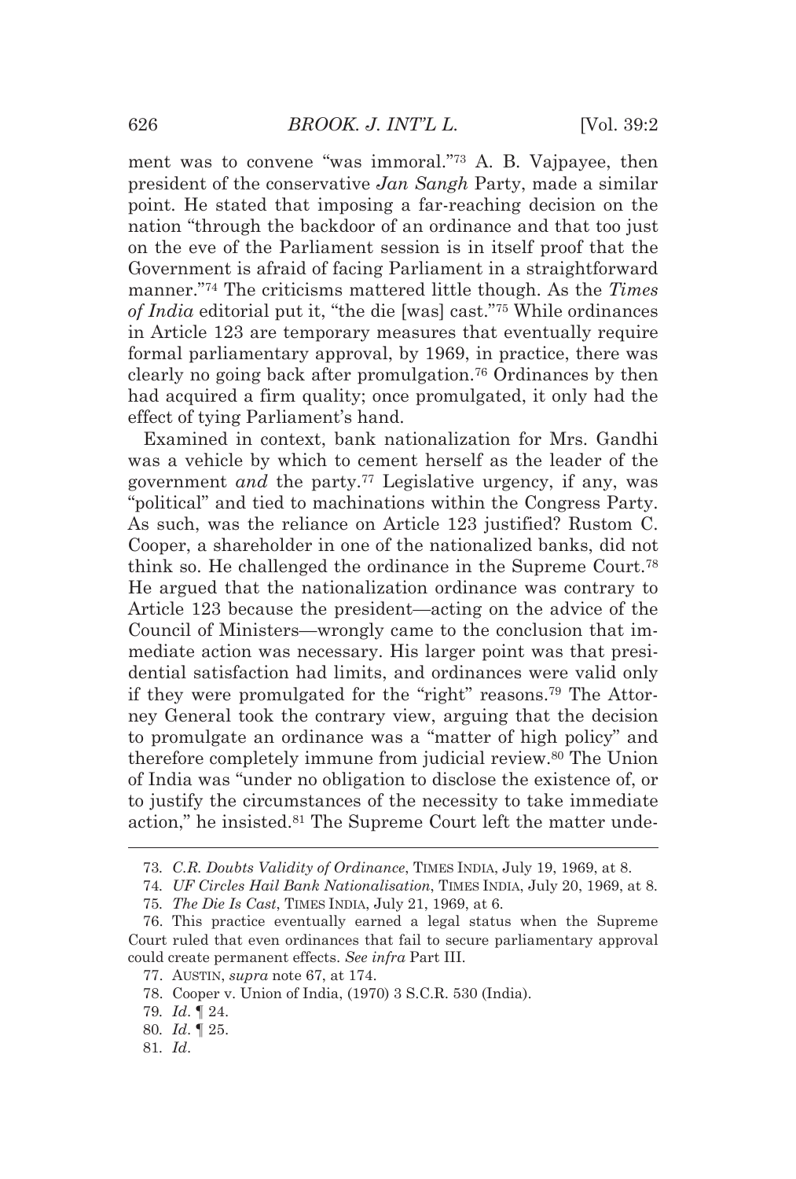ment was to convene "was immoral."[73] A. B. Vajpayee, then president of the conservative *Jan Sangh* Party, made a similar point. He stated that imposing a far-reaching decision on the nation "through the backdoor of an ordinance and that too just on the eve of the Parliament session is in itself proof that the Government is afraid of facing Parliament in a straightforward manner."[74] The criticisms mattered little though. As the *Times of India* editorial put it, "the die [was] cast."[75] While ordinances in Article 123 are temporary measures that eventually require formal parliamentary approval, by 1969, in practice, there was clearly no going back after promulgation.[76] Ordinances by then had acquired a firm quality; once promulgated, it only had the effect of tying Parliament's hand.

Examined in context, bank nationalization for Mrs. Gandhi was a vehicle by which to cement herself as the leader of the government *and* the party.[77] Legislative urgency, if any, was "political" and tied to machinations within the Congress Party. As such, was the reliance on Article 123 justified? Rustom C. Cooper, a shareholder in one of the nationalized banks, did not think so. He challenged the ordinance in the Supreme Court.[78] He argued that the nationalization ordinance was contrary to Article 123 because the president—acting on the advice of the Council of Ministers—wrongly came to the conclusion that immediate action was necessary. His larger point was that presidential satisfaction had limits, and ordinances were valid only if they were promulgated for the "right" reasons.[79] The Attorney General took the contrary view, arguing that the decision to promulgate an ordinance was a "matter of high policy" and therefore completely immune from judicial review.[80] The Union of India was "under no obligation to disclose the existence of, or to justify the circumstances of the necessity to take immediate action," he insisted.[81] The Supreme Court left the matter unde-

---

73. *C.R. Doubts Validity of Ordinance*, TIMES INDIA, July 19, 1969, at 8.

74. *UF Circles Hail Bank Nationalisation*, TIMES INDIA, July 20, 1969, at 8.

75. *The Die Is Cast*, TIMES INDIA, July 21, 1969, at 6.

76. This practice eventually earned a legal status when the Supreme Court ruled that even ordinances that fail to secure parliamentary approval could create permanent effects. *See infra* Part III.

77. AUSTIN, *supra* note 67, at 174.

78. Cooper v. Union of India, (1970) 3 S.C.R. 530 (India).

79. *Id.* ¶ 24.

80. *Id.* ¶ 25.

81. *Id.*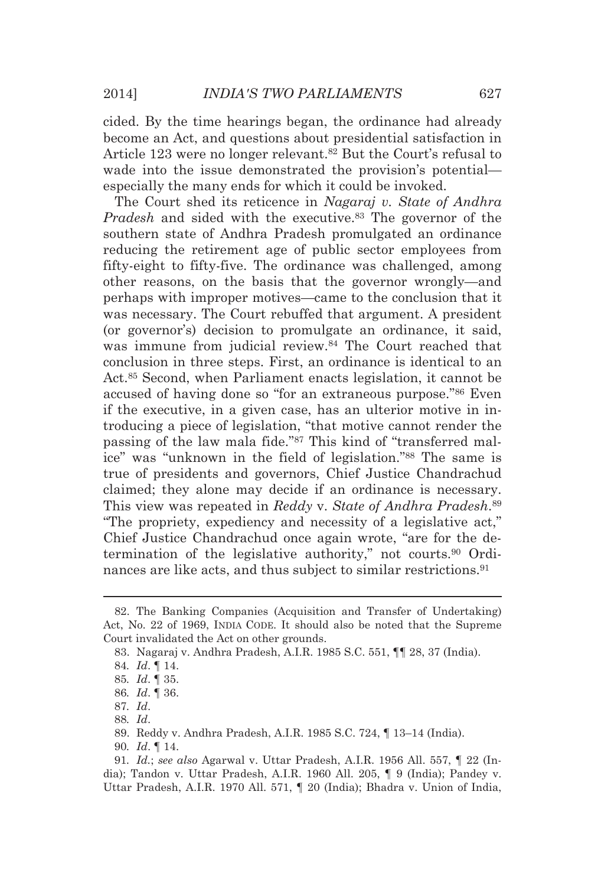cided. By the time hearings began, the ordinance had already become an Act, and questions about presidential satisfaction in Article 123 were no longer relevant.[82] But the Court's refusal to wade into the issue demonstrated the provision's potential—especially the many ends for which it could be invoked.

The Court shed its reticence in *Nagaraj v. State of Andhra Pradesh* and sided with the executive.[83] The governor of the southern state of Andhra Pradesh promulgated an ordinance reducing the retirement age of public sector employees from fifty-eight to fifty-five. The ordinance was challenged, among other reasons, on the basis that the governor wrongly—and perhaps with improper motives—came to the conclusion that it was necessary. The Court rebuffed that argument. A president (or governor's) decision to promulgate an ordinance, it said, was immune from judicial review.[84] The Court reached that conclusion in three steps. First, an ordinance is identical to an Act.[85] Second, when Parliament enacts legislation, it cannot be accused of having done so "for an extraneous purpose."[86] Even if the executive, in a given case, has an ulterior motive in introducing a piece of legislation, "that motive cannot render the passing of the law mala fide."[87] This kind of "transferred malice" was "unknown in the field of legislation."[88] The same is true of presidents and governors, Chief Justice Chandrachud claimed; they alone may decide if an ordinance is necessary. This view was repeated in *Reddy* v. *State of Andhra Pradesh*.[89] "The propriety, expediency and necessity of a legislative act," Chief Justice Chandrachud once again wrote, "are for the determination of the legislative authority," not courts.[90] Ordinances are like acts, and thus subject to similar restrictions.[91]

---

82. The Banking Companies (Acquisition and Transfer of Undertaking) Act, No. 22 of 1969, INDIA CODE. It should also be noted that the Supreme Court invalidated the Act on other grounds.

83. Nagaraj v. Andhra Pradesh, A.I.R. 1985 S.C. 551, ¶¶ 28, 37 (India).

84. *Id*. ¶ 14.

85. *Id*. ¶ 35.

86. *Id*. ¶ 36.

87. *Id*.

88. *Id*.

89. Reddy v. Andhra Pradesh, A.I.R. 1985 S.C. 724, ¶ 13–14 (India).

90. *Id*. ¶ 14.

91. *Id.*; *see also* Agarwal v. Uttar Pradesh, A.I.R. 1956 All. 557, ¶ 22 (India); Tandon v. Uttar Pradesh, A.I.R. 1960 All. 205, ¶ 9 (India); Pandey v. Uttar Pradesh, A.I.R. 1970 All. 571, ¶ 20 (India); Bhadra v. Union of India,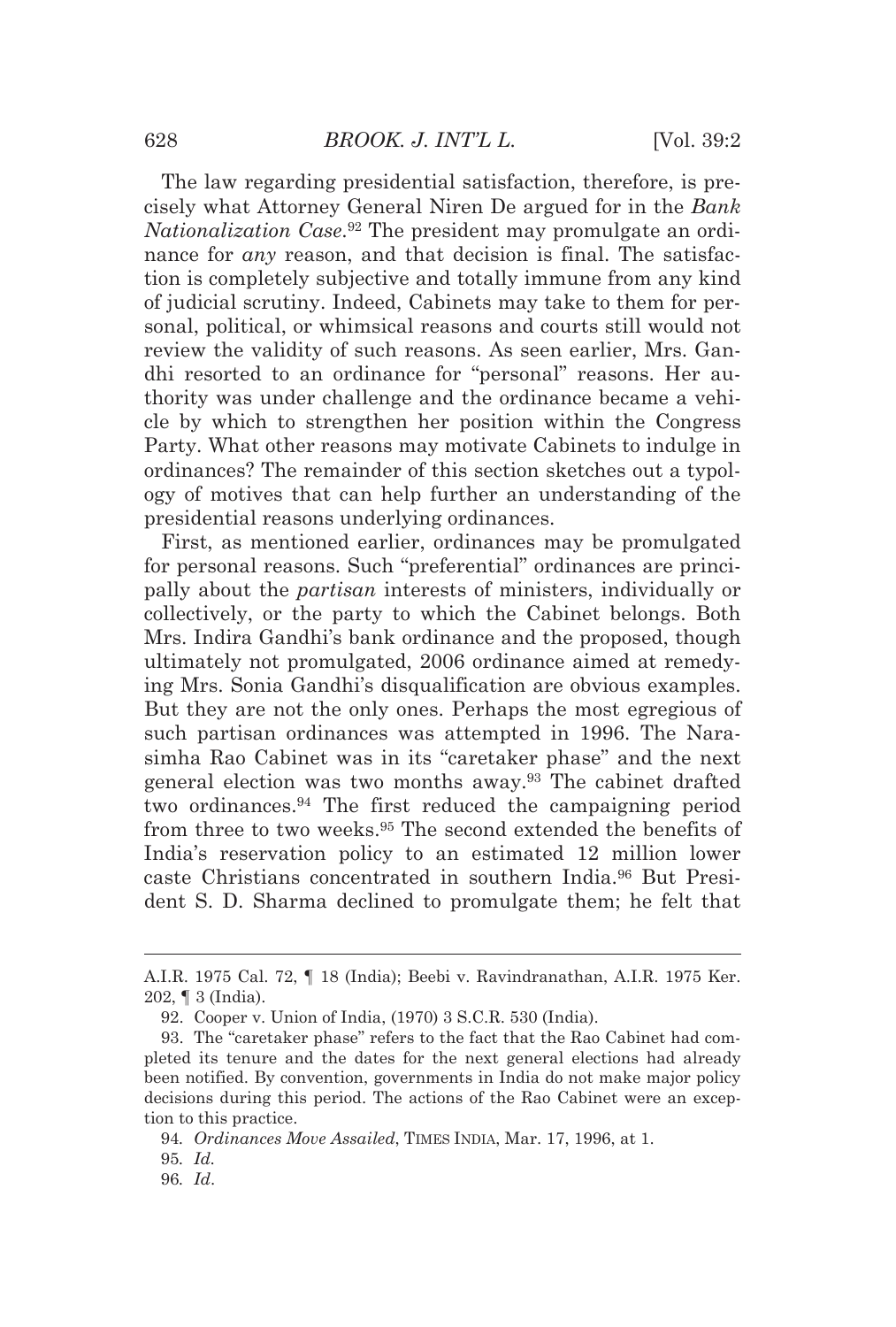The law regarding presidential satisfaction, therefore, is precisely what Attorney General Niren De argued for in the *Bank Nationalization Case*.[92] The president may promulgate an ordinance for *any* reason, and that decision is final. The satisfaction is completely subjective and totally immune from any kind of judicial scrutiny. Indeed, Cabinets may take to them for personal, political, or whimsical reasons and courts still would not review the validity of such reasons. As seen earlier, Mrs. Gandhi resorted to an ordinance for "personal" reasons. Her authority was under challenge and the ordinance became a vehicle by which to strengthen her position within the Congress Party. What other reasons may motivate Cabinets to indulge in ordinances? The remainder of this section sketches out a typology of motives that can help further an understanding of the presidential reasons underlying ordinances.

First, as mentioned earlier, ordinances may be promulgated for personal reasons. Such "preferential" ordinances are principally about the *partisan* interests of ministers, individually or collectively, or the party to which the Cabinet belongs. Both Mrs. Indira Gandhi's bank ordinance and the proposed, though ultimately not promulgated, 2006 ordinance aimed at remedying Mrs. Sonia Gandhi's disqualification are obvious examples. But they are not the only ones. Perhaps the most egregious of such partisan ordinances was attempted in 1996. The Narasimha Rao Cabinet was in its "caretaker phase" and the next general election was two months away.[93] The cabinet drafted two ordinances.[94] The first reduced the campaigning period from three to two weeks.[95] The second extended the benefits of India's reservation policy to an estimated 12 million lower caste Christians concentrated in southern India.[96] But President S. D. Sharma declined to promulgate them; he felt that

---

A.I.R. 1975 Cal. 72, ¶ 18 (India); Beebi v. Ravindranathan, A.I.R. 1975 Ker. 202, ¶ 3 (India).

92. Cooper v. Union of India, (1970) 3 S.C.R. 530 (India).

93. The "caretaker phase" refers to the fact that the Rao Cabinet had completed its tenure and the dates for the next general elections had already been notified. By convention, governments in India do not make major policy decisions during this period. The actions of the Rao Cabinet were an exception to this practice.

94. *Ordinances Move Assailed*, TIMES INDIA, Mar. 17, 1996, at 1.

95. *Id.*

96. *Id*.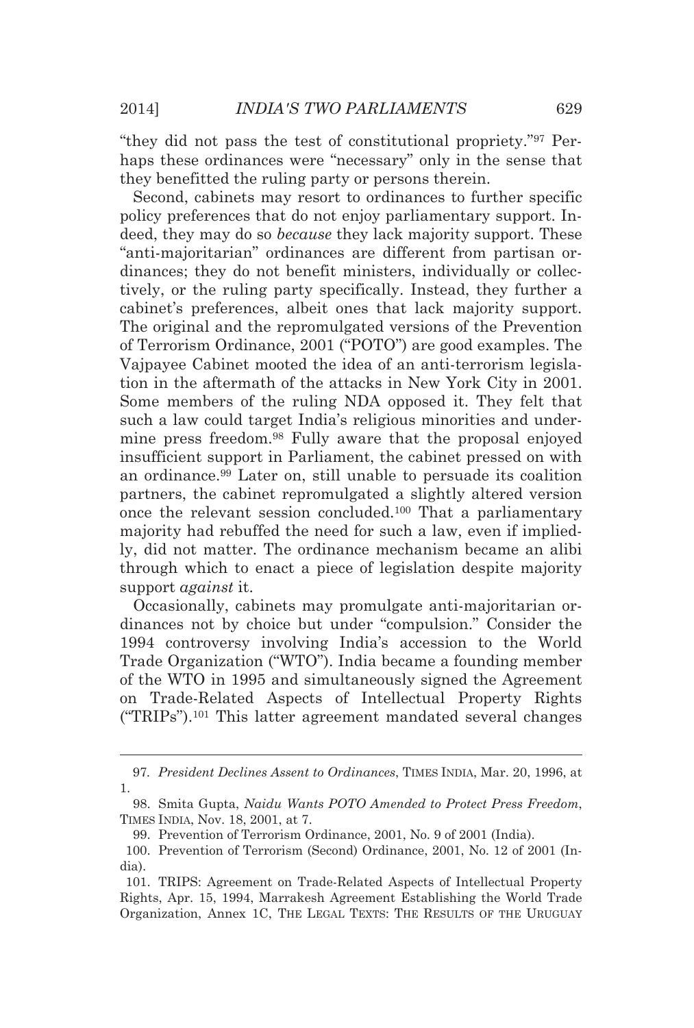"they did not pass the test of constitutional propriety."[97] Perhaps these ordinances were "necessary" only in the sense that they benefitted the ruling party or persons therein.

Second, cabinets may resort to ordinances to further specific policy preferences that do not enjoy parliamentary support. Indeed, they may do so *because* they lack majority support. These "anti-majoritarian" ordinances are different from partisan ordinances; they do not benefit ministers, individually or collectively, or the ruling party specifically. Instead, they further a cabinet's preferences, albeit ones that lack majority support. The original and the repromulgated versions of the Prevention of Terrorism Ordinance, 2001 ("POTO") are good examples. The Vajpayee Cabinet mooted the idea of an anti-terrorism legislation in the aftermath of the attacks in New York City in 2001. Some members of the ruling NDA opposed it. They felt that such a law could target India's religious minorities and undermine press freedom.[98] Fully aware that the proposal enjoyed insufficient support in Parliament, the cabinet pressed on with an ordinance.[99] Later on, still unable to persuade its coalition partners, the cabinet repromulgated a slightly altered version once the relevant session concluded.[100] That a parliamentary majority had rebuffed the need for such a law, even if impliedly, did not matter. The ordinance mechanism became an alibi through which to enact a piece of legislation despite majority support *against* it.

Occasionally, cabinets may promulgate anti-majoritarian ordinances not by choice but under "compulsion." Consider the 1994 controversy involving India's accession to the World Trade Organization ("WTO"). India became a founding member of the WTO in 1995 and simultaneously signed the Agreement on Trade-Related Aspects of Intellectual Property Rights ("TRIPs").[101] This latter agreement mandated several changes

---

97. *President Declines Assent to Ordinances*, TIMES INDIA, Mar. 20, 1996, at 1.

98. Smita Gupta, *Naidu Wants POTO Amended to Protect Press Freedom*, TIMES INDIA, Nov. 18, 2001, at 7.

99. Prevention of Terrorism Ordinance, 2001, No. 9 of 2001 (India).

100. Prevention of Terrorism (Second) Ordinance, 2001, No. 12 of 2001 (India).

101. TRIPS: Agreement on Trade-Related Aspects of Intellectual Property Rights, Apr. 15, 1994, Marrakesh Agreement Establishing the World Trade Organization, Annex 1C, THE LEGAL TEXTS: THE RESULTS OF THE URUGUAY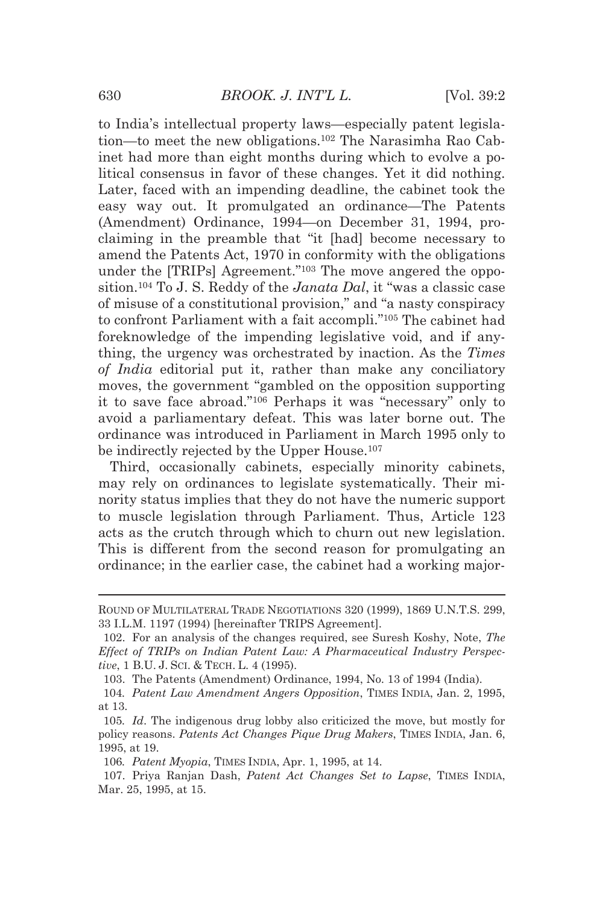to India's intellectual property laws—especially patent legislation—to meet the new obligations.[102] The Narasimha Rao Cabinet had more than eight months during which to evolve a political consensus in favor of these changes. Yet it did nothing. Later, faced with an impending deadline, the cabinet took the easy way out. It promulgated an ordinance—The Patents (Amendment) Ordinance, 1994—on December 31, 1994, proclaiming in the preamble that "it [had] become necessary to amend the Patents Act, 1970 in conformity with the obligations under the [TRIPs] Agreement."[103] The move angered the opposition.[104] To J. S. Reddy of the *Janata Dal*, it "was a classic case of misuse of a constitutional provision," and "a nasty conspiracy to confront Parliament with a fait accompli."[105] The cabinet had foreknowledge of the impending legislative void, and if anything, the urgency was orchestrated by inaction. As the *Times of India* editorial put it, rather than make any conciliatory moves, the government "gambled on the opposition supporting it to save face abroad."[106] Perhaps it was "necessary" only to avoid a parliamentary defeat. This was later borne out. The ordinance was introduced in Parliament in March 1995 only to be indirectly rejected by the Upper House.[107]

Third, occasionally cabinets, especially minority cabinets, may rely on ordinances to legislate systematically. Their minority status implies that they do not have the numeric support to muscle legislation through Parliament. Thus, Article 123 acts as the crutch through which to churn out new legislation. This is different from the second reason for promulgating an ordinance; in the earlier case, the cabinet had a working major-

---

ROUND OF MULTILATERAL TRADE NEGOTIATIONS 320 (1999), 1869 U.N.T.S. 299, 33 I.L.M. 1197 (1994) [hereinafter TRIPS Agreement].

102. For an analysis of the changes required, see Suresh Koshy, Note, *The Effect of TRIPs on Indian Patent Law: A Pharmaceutical Industry Perspective*, 1 B.U. J. SCI. & TECH. L. 4 (1995).

103. The Patents (Amendment) Ordinance, 1994, No. 13 of 1994 (India).

104. *Patent Law Amendment Angers Opposition*, TIMES INDIA, Jan. 2, 1995, at 13.

105. *Id*. The indigenous drug lobby also criticized the move, but mostly for policy reasons. *Patents Act Changes Pique Drug Makers*, TIMES INDIA, Jan. 6, 1995, at 19.

106. *Patent Myopia*, TIMES INDIA, Apr. 1, 1995, at 14.

107. Priya Ranjan Dash, *Patent Act Changes Set to Lapse*, TIMES INDIA, Mar. 25, 1995, at 15.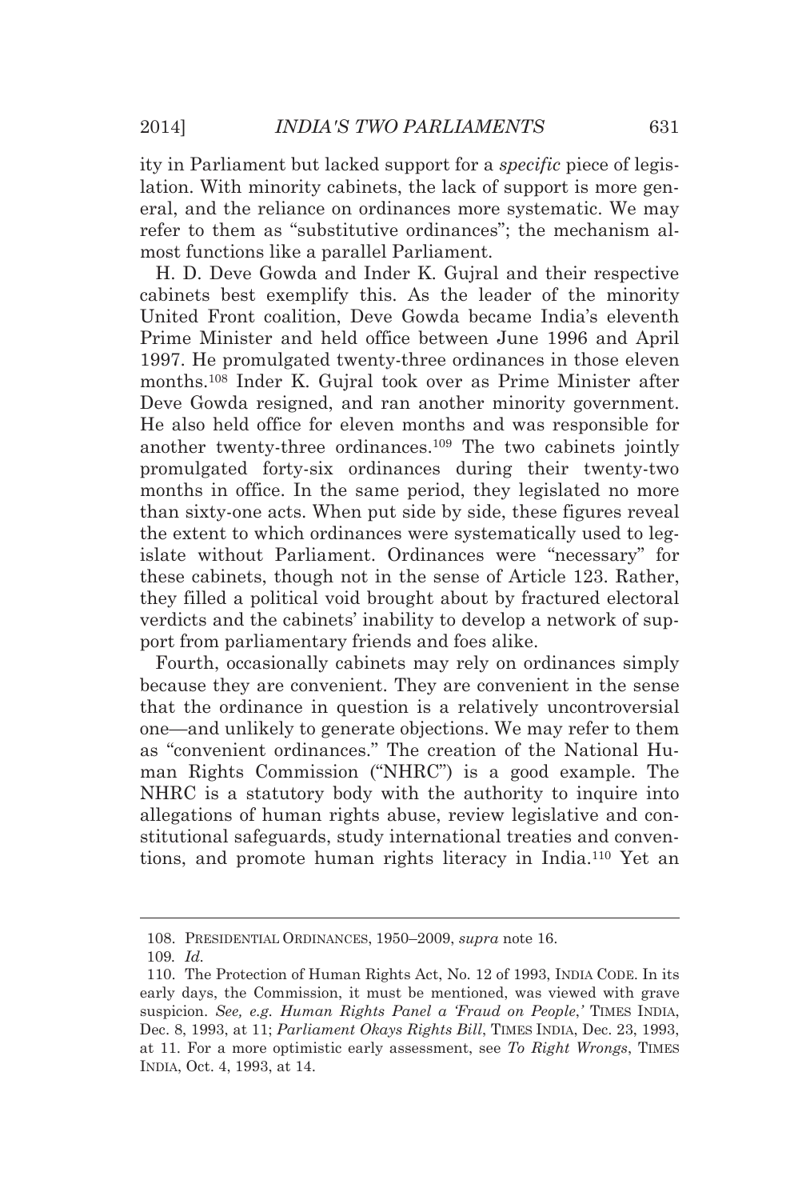ity in Parliament but lacked support for a *specific* piece of legislation. With minority cabinets, the lack of support is more general, and the reliance on ordinances more systematic. We may refer to them as "substitutive ordinances"; the mechanism almost functions like a parallel Parliament.

H. D. Deve Gowda and Inder K. Gujral and their respective cabinets best exemplify this. As the leader of the minority United Front coalition, Deve Gowda became India's eleventh Prime Minister and held office between June 1996 and April 1997. He promulgated twenty-three ordinances in those eleven months.[108] Inder K. Gujral took over as Prime Minister after Deve Gowda resigned, and ran another minority government. He also held office for eleven months and was responsible for another twenty-three ordinances.[109] The two cabinets jointly promulgated forty-six ordinances during their twenty-two months in office. In the same period, they legislated no more than sixty-one acts. When put side by side, these figures reveal the extent to which ordinances were systematically used to legislate without Parliament. Ordinances were "necessary" for these cabinets, though not in the sense of Article 123. Rather, they filled a political void brought about by fractured electoral verdicts and the cabinets' inability to develop a network of support from parliamentary friends and foes alike.

Fourth, occasionally cabinets may rely on ordinances simply because they are convenient. They are convenient in the sense that the ordinance in question is a relatively uncontroversial one—and unlikely to generate objections. We may refer to them as "convenient ordinances." The creation of the National Human Rights Commission ("NHRC") is a good example. The NHRC is a statutory body with the authority to inquire into allegations of human rights abuse, review legislative and constitutional safeguards, study international treaties and conventions, and promote human rights literacy in India.[110] Yet an

---

108. PRESIDENTIAL ORDINANCES, 1950–2009, *supra* note 16.

109. *Id.*

110. The Protection of Human Rights Act, No. 12 of 1993, INDIA CODE. In its early days, the Commission, it must be mentioned, was viewed with grave suspicion. *See, e.g. Human Rights Panel a 'Fraud on People,'* TIMES INDIA, Dec. 8, 1993, at 11; *Parliament Okays Rights Bill*, TIMES INDIA, Dec. 23, 1993, at 11. For a more optimistic early assessment, see *To Right Wrongs*, TIMES INDIA, Oct. 4, 1993, at 14.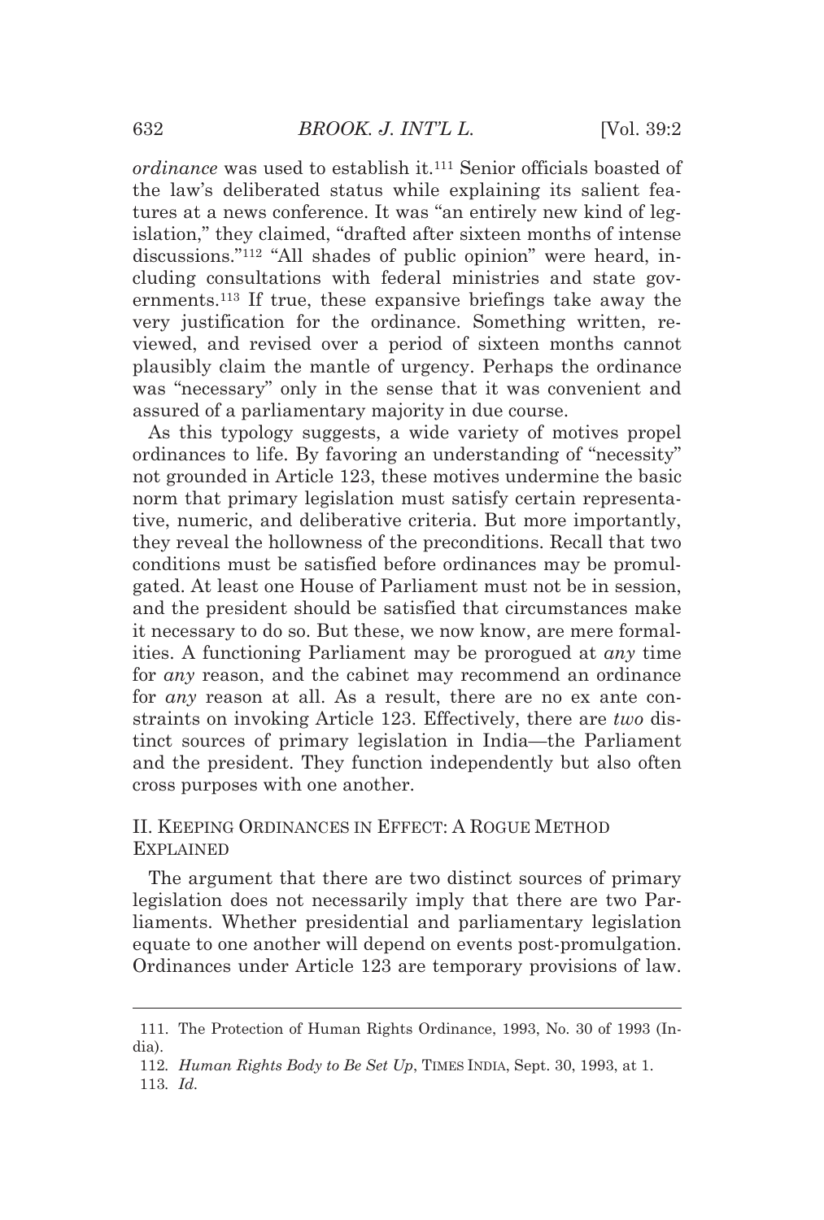*ordinance* was used to establish it.[111] Senior officials boasted of the law's deliberated status while explaining its salient features at a news conference. It was "an entirely new kind of legislation," they claimed, "drafted after sixteen months of intense discussions."[112] "All shades of public opinion" were heard, including consultations with federal ministries and state governments.[113] If true, these expansive briefings take away the very justification for the ordinance. Something written, reviewed, and revised over a period of sixteen months cannot plausibly claim the mantle of urgency. Perhaps the ordinance was "necessary" only in the sense that it was convenient and assured of a parliamentary majority in due course.

As this typology suggests, a wide variety of motives propel ordinances to life. By favoring an understanding of "necessity" not grounded in Article 123, these motives undermine the basic norm that primary legislation must satisfy certain representative, numeric, and deliberative criteria. But more importantly, they reveal the hollowness of the preconditions. Recall that two conditions must be satisfied before ordinances may be promulgated. At least one House of Parliament must not be in session, and the president should be satisfied that circumstances make it necessary to do so. But these, we now know, are mere formalities. A functioning Parliament may be prorogued at *any* time for *any* reason, and the cabinet may recommend an ordinance for *any* reason at all. As a result, there are no ex ante constraints on invoking Article 123. Effectively, there are *two* distinct sources of primary legislation in India—the Parliament and the president. They function independently but also often cross purposes with one another.

## II. Keeping Ordinances in Effect: A Rogue Method Explained

The argument that there are two distinct sources of primary legislation does not necessarily imply that there are two Parliaments. Whether presidential and parliamentary legislation equate to one another will depend on events post-promulgation. Ordinances under Article 123 are temporary provisions of law.

---

111. The Protection of Human Rights Ordinance, 1993, No. 30 of 1993 (India).

112. *Human Rights Body to Be Set Up*, TIMES INDIA, Sept. 30, 1993, at 1.

113. *Id.*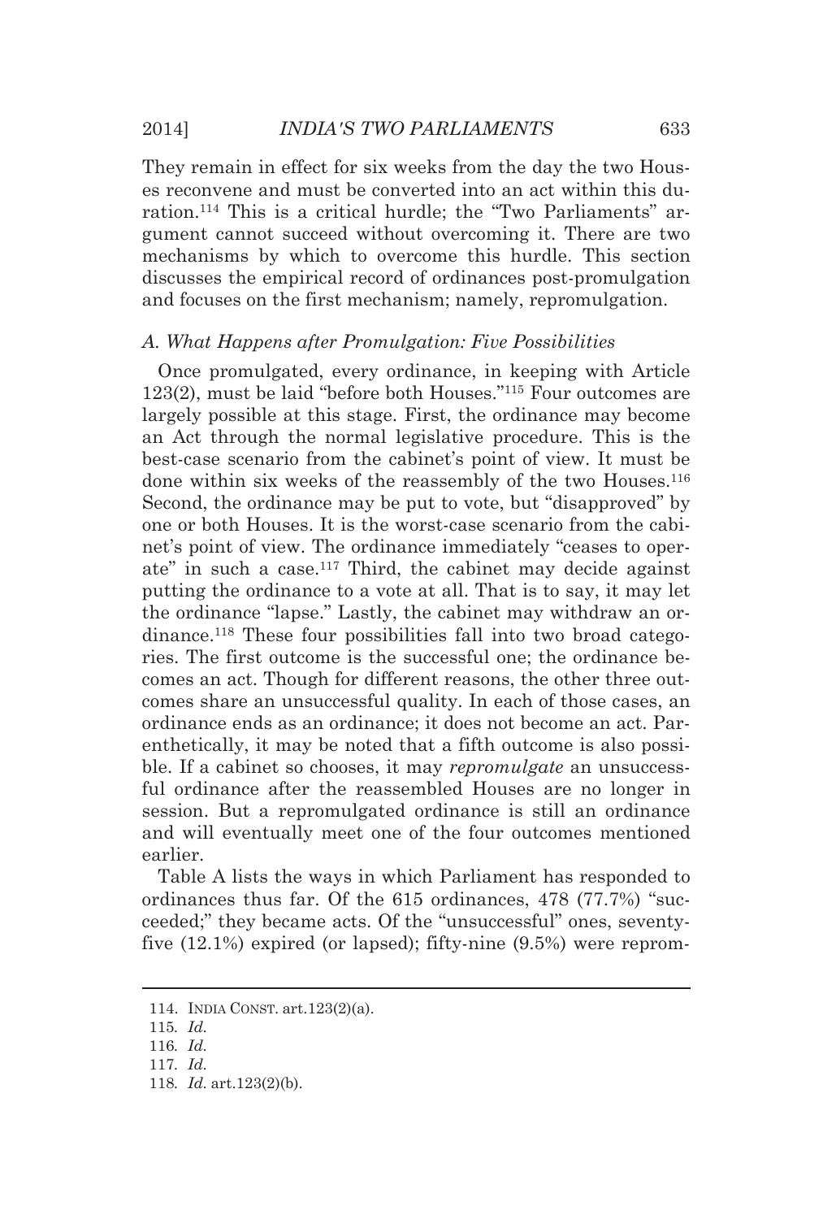They remain in effect for six weeks from the day the two Houses reconvene and must be converted into an act within this duration.[114] This is a critical hurdle; the "Two Parliaments" argument cannot succeed without overcoming it. There are two mechanisms by which to overcome this hurdle. This section discusses the empirical record of ordinances post-promulgation and focuses on the first mechanism; namely, repromulgation.

### *A. What Happens after Promulgation: Five Possibilities*

Once promulgated, every ordinance, in keeping with Article 123(2), must be laid "before both Houses."[115] Four outcomes are largely possible at this stage. First, the ordinance may become an Act through the normal legislative procedure. This is the best-case scenario from the cabinet's point of view. It must be done within six weeks of the reassembly of the two Houses.[116] Second, the ordinance may be put to vote, but "disapproved" by one or both Houses. It is the worst-case scenario from the cabinet's point of view. The ordinance immediately "ceases to operate" in such a case.[117] Third, the cabinet may decide against putting the ordinance to a vote at all. That is to say, it may let the ordinance "lapse." Lastly, the cabinet may withdraw an ordinance.[118] These four possibilities fall into two broad categories. The first outcome is the successful one; the ordinance becomes an act. Though for different reasons, the other three outcomes share an unsuccessful quality. In each of those cases, an ordinance ends as an ordinance; it does not become an act. Parenthetically, it may be noted that a fifth outcome is also possible. If a cabinet so chooses, it may *repromulgate* an unsuccessful ordinance after the reassembled Houses are no longer in session. But a repromulgated ordinance is still an ordinance and will eventually meet one of the four outcomes mentioned earlier.

Table A lists the ways in which Parliament has responded to ordinances thus far. Of the 615 ordinances, 478 (77.7%) "succeeded;" they became acts. Of the "unsuccessful" ones, seventy-five (12.1%) expired (or lapsed); fifty-nine (9.5%) were reprom-

---

114. INDIA CONST. art.123(2)(a).

115. *Id.*

116. *Id.*

117. *Id.*

118. *Id.* art.123(2)(b).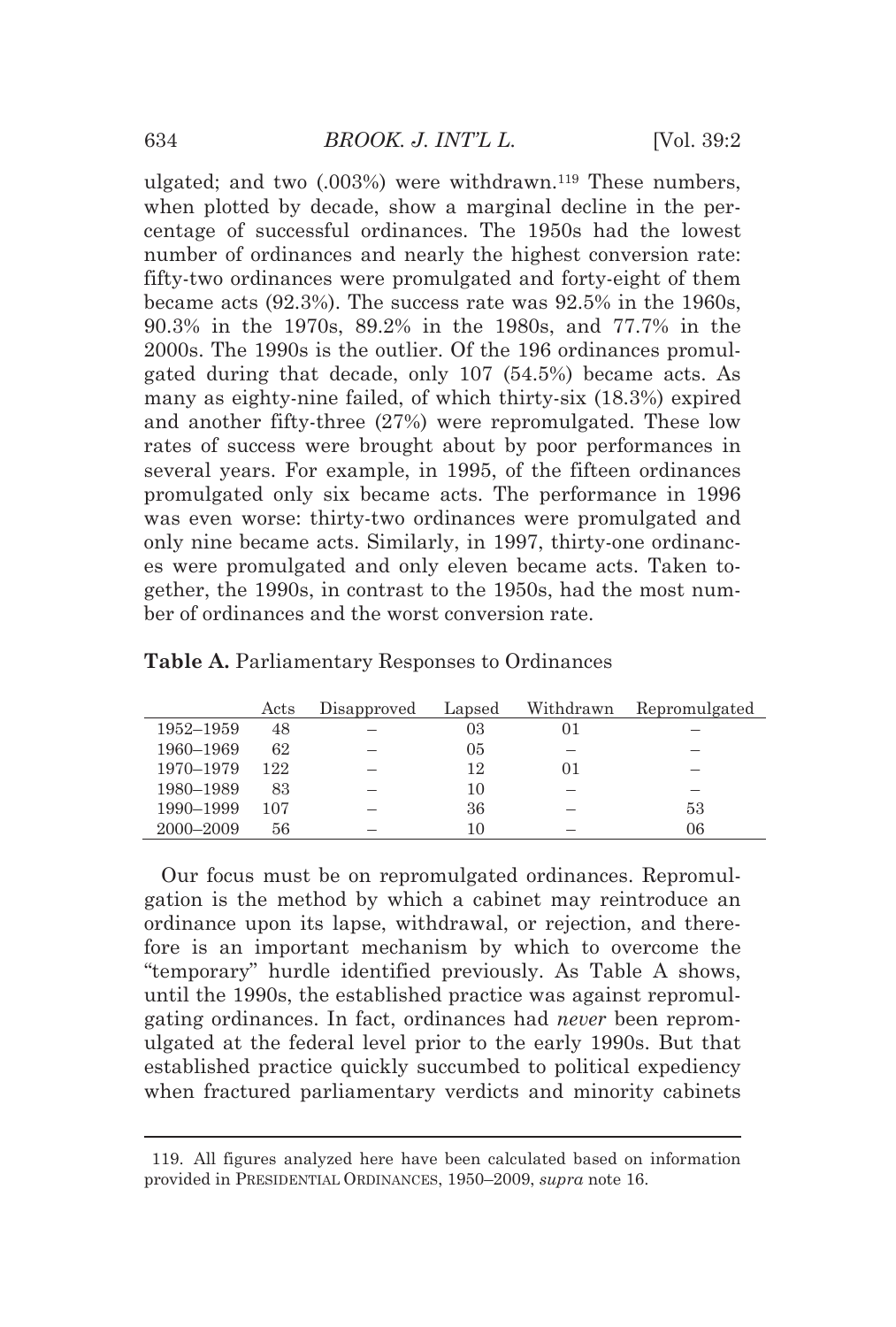ulgated; and two (.003%) were withdrawn.[119] These numbers, when plotted by decade, show a marginal decline in the percentage of successful ordinances. The 1950s had the lowest number of ordinances and nearly the highest conversion rate: fifty-two ordinances were promulgated and forty-eight of them became acts (92.3%). The success rate was 92.5% in the 1960s, 90.3% in the 1970s, 89.2% in the 1980s, and 77.7% in the 2000s. The 1990s is the outlier. Of the 196 ordinances promulgated during that decade, only 107 (54.5%) became acts. As many as eighty-nine failed, of which thirty-six (18.3%) expired and another fifty-three (27%) were repromulgated. These low rates of success were brought about by poor performances in several years. For example, in 1995, of the fifteen ordinances promulgated only six became acts. The performance in 1996 was even worse: thirty-two ordinances were promulgated and only nine became acts. Similarly, in 1997, thirty-one ordinances were promulgated and only eleven became acts. Taken together, the 1990s, in contrast to the 1950s, had the most number of ordinances and the worst conversion rate.

**Table A.** Parliamentary Responses to Ordinances

| | Acts | Disapproved | Lapsed | Withdrawn | Repromulgated |
|---|---|---|---|---|---|
| 1952–1959 | 48 | – | 03 | 01 | – |
| 1960–1969 | 62 | – | 05 | – | – |
| 1970–1979 | 122 | – | 12 | 01 | – |
| 1980–1989 | 83 | – | 10 | – | – |
| 1990–1999 | 107 | – | 36 | – | 53 |
| 2000–2009 | 56 | – | 10 | – | 06 |

Our focus must be on repromulgated ordinances. Repromulgation is the method by which a cabinet may reintroduce an ordinance upon its lapse, withdrawal, or rejection, and therefore is an important mechanism by which to overcome the "temporary" hurdle identified previously. As Table A shows, until the 1990s, the established practice was against repromulgating ordinances. In fact, ordinances had *never* been repromulgated at the federal level prior to the early 1990s. But that established practice quickly succumbed to political expediency when fractured parliamentary verdicts and minority cabinets

119. All figures analyzed here have been calculated based on information provided in PRESIDENTIAL ORDINANCES, 1950–2009, *supra* note 16.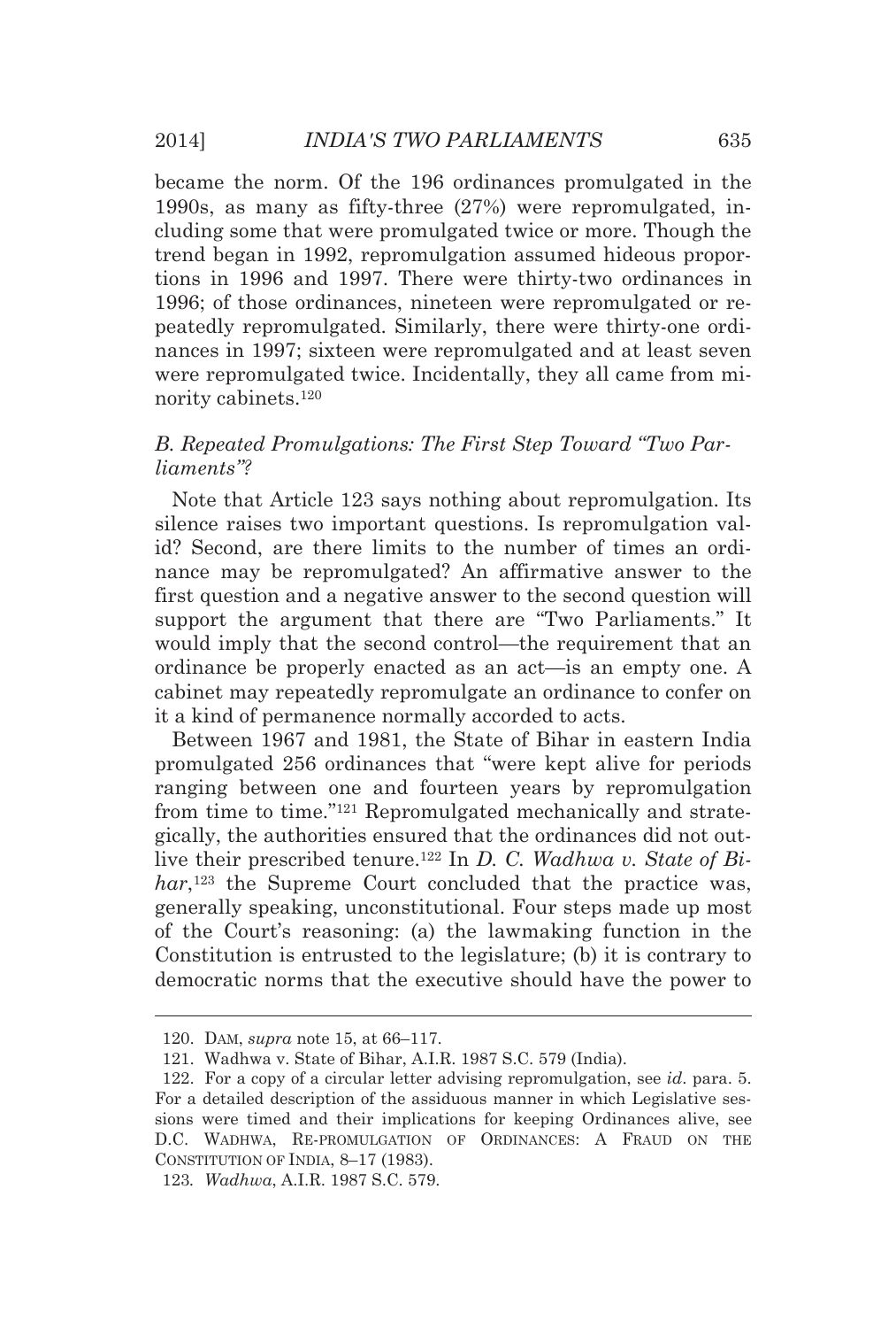became the norm. Of the 196 ordinances promulgated in the 1990s, as many as fifty-three (27%) were repromulgated, including some that were promulgated twice or more. Though the trend began in 1992, repromulgation assumed hideous proportions in 1996 and 1997. There were thirty-two ordinances in 1996; of those ordinances, nineteen were repromulgated or repeatedly repromulgated. Similarly, there were thirty-one ordinances in 1997; sixteen were repromulgated and at least seven were repromulgated twice. Incidentally, they all came from minority cabinets.[120]

### *B. Repeated Promulgations: The First Step Toward "Two Parliaments"?*

Note that Article 123 says nothing about repromulgation. Its silence raises two important questions. Is repromulgation valid? Second, are there limits to the number of times an ordinance may be repromulgated? An affirmative answer to the first question and a negative answer to the second question will support the argument that there are "Two Parliaments." It would imply that the second control—the requirement that an ordinance be properly enacted as an act—is an empty one. A cabinet may repeatedly repromulgate an ordinance to confer on it a kind of permanence normally accorded to acts.

Between 1967 and 1981, the State of Bihar in eastern India promulgated 256 ordinances that "were kept alive for periods ranging between one and fourteen years by repromulgation from time to time."[121] Repromulgated mechanically and strategically, the authorities ensured that the ordinances did not outlive their prescribed tenure.[122] In *D. C. Wadhwa v. State of Bihar*,[123] the Supreme Court concluded that the practice was, generally speaking, unconstitutional. Four steps made up most of the Court's reasoning: (a) the lawmaking function in the Constitution is entrusted to the legislature; (b) it is contrary to democratic norms that the executive should have the power to

---

120. DAM, *supra* note 15, at 66–117.

121. Wadhwa v. State of Bihar, A.I.R. 1987 S.C. 579 (India).

122. For a copy of a circular letter advising repromulgation, see *id*. para. 5. For a detailed description of the assiduous manner in which Legislative sessions were timed and their implications for keeping Ordinances alive, see D.C. WADHWA, RE-PROMULGATION OF ORDINANCES: A FRAUD ON THE CONSTITUTION OF INDIA, 8–17 (1983).

123. *Wadhwa*, A.I.R. 1987 S.C. 579.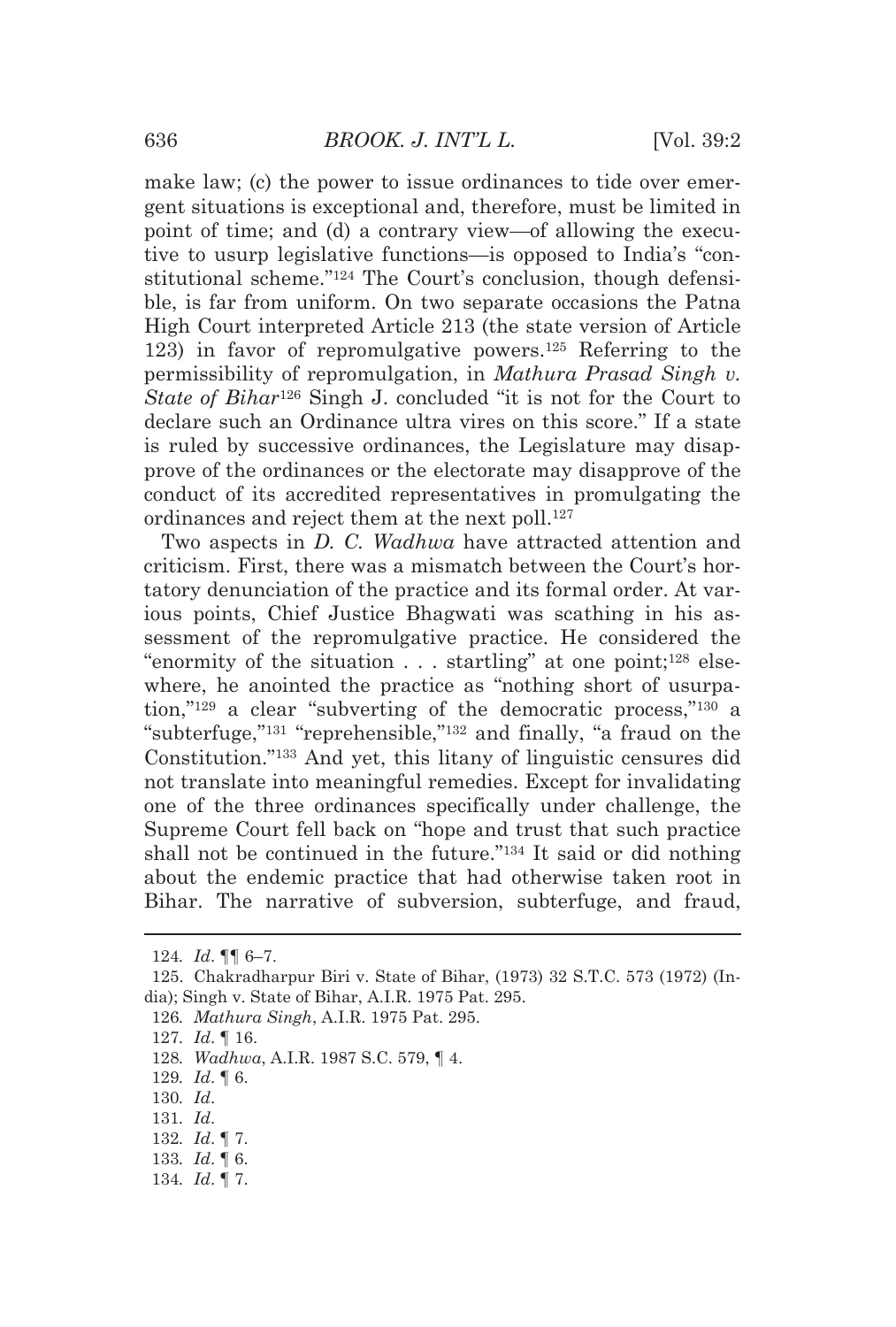make law; (c) the power to issue ordinances to tide over emergent situations is exceptional and, therefore, must be limited in point of time; and (d) a contrary view—of allowing the executive to usurp legislative functions—is opposed to India's "constitutional scheme."[124] The Court's conclusion, though defensible, is far from uniform. On two separate occasions the Patna High Court interpreted Article 213 (the state version of Article 123) in favor of repromulgative powers.[125] Referring to the permissibility of repromulgation, in *Mathura Prasad Singh v. State of Bihar*[126] Singh J. concluded "it is not for the Court to declare such an Ordinance ultra vires on this score." If a state is ruled by successive ordinances, the Legislature may disapprove of the ordinances or the electorate may disapprove of the conduct of its accredited representatives in promulgating the ordinances and reject them at the next poll.[127]

Two aspects in *D. C. Wadhwa* have attracted attention and criticism. First, there was a mismatch between the Court's hortatory denunciation of the practice and its formal order. At various points, Chief Justice Bhagwati was scathing in his assessment of the repromulgative practice. He considered the "enormity of the situation . . . startling" at one point;[128] elsewhere, he anointed the practice as "nothing short of usurpation,"[129] a clear "subverting of the democratic process,"[130] a "subterfuge,"[131] "reprehensible,"[132] and finally, "a fraud on the Constitution."[133] And yet, this litany of linguistic censures did not translate into meaningful remedies. Except for invalidating one of the three ordinances specifically under challenge, the Supreme Court fell back on "hope and trust that such practice shall not be continued in the future."[134] It said or did nothing about the endemic practice that had otherwise taken root in Bihar. The narrative of subversion, subterfuge, and fraud,

---

124. *Id*. ¶¶ 6–7.

125. Chakradharpur Biri v. State of Bihar, (1973) 32 S.T.C. 573 (1972) (India); Singh v. State of Bihar, A.I.R. 1975 Pat. 295.

126. *Mathura Singh*, A.I.R. 1975 Pat. 295.

127. *Id*. ¶ 16.

128. *Wadhwa*, A.I.R. 1987 S.C. 579, ¶ 4.

129. *Id*. ¶ 6.

130. *Id*.

131. *Id*.

132. *Id*. ¶ 7.

133. *Id*. ¶ 6.

134. *Id*. ¶ 7.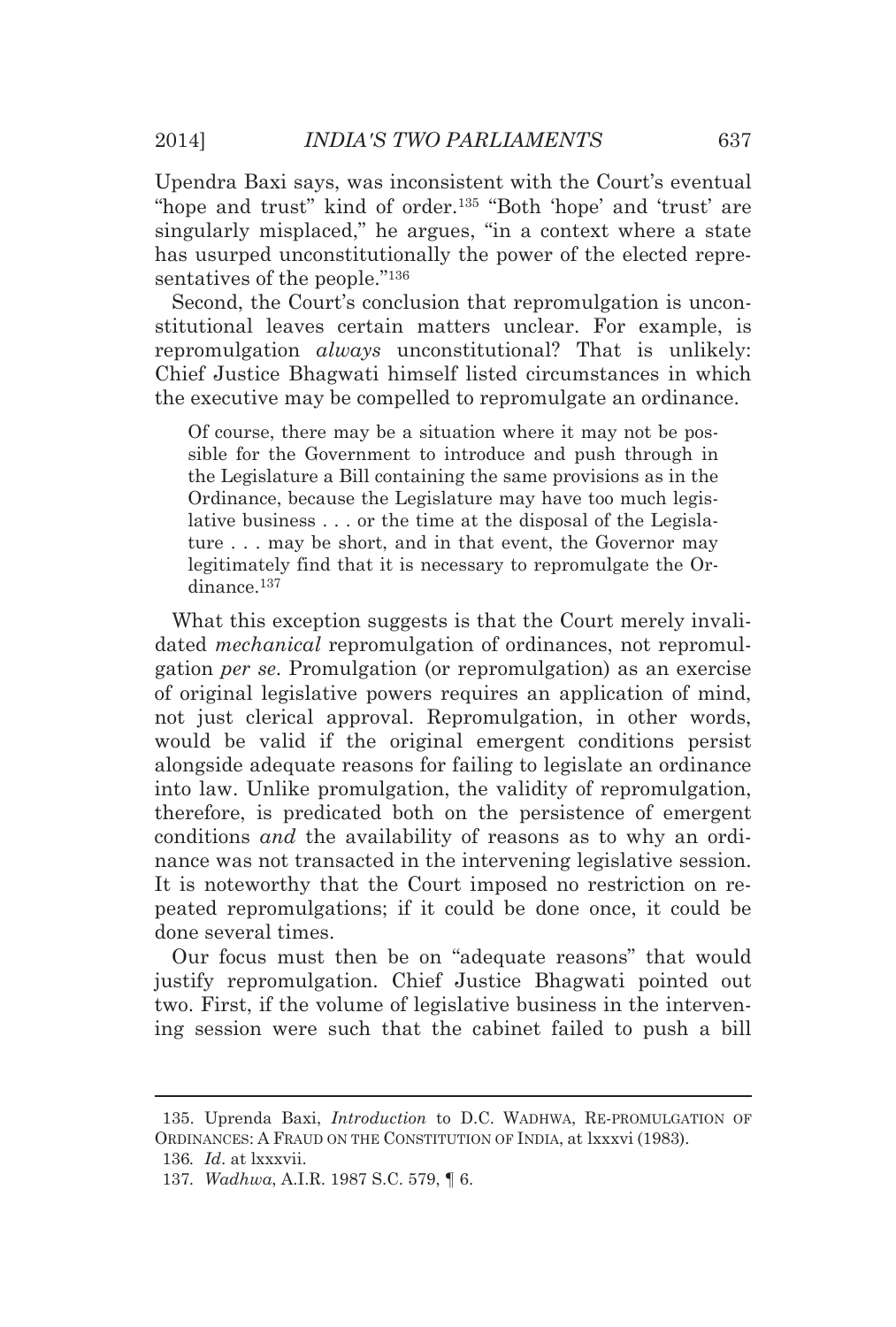Upendra Baxi says, was inconsistent with the Court's eventual "hope and trust" kind of order.[135] "Both 'hope' and 'trust' are singularly misplaced," he argues, "in a context where a state has usurped unconstitutionally the power of the elected representatives of the people."[136]

Second, the Court's conclusion that repromulgation is unconstitutional leaves certain matters unclear. For example, is repromulgation *always* unconstitutional? That is unlikely: Chief Justice Bhagwati himself listed circumstances in which the executive may be compelled to repromulgate an ordinance.

> Of course, there may be a situation where it may not be possible for the Government to introduce and push through in the Legislature a Bill containing the same provisions as in the Ordinance, because the Legislature may have too much legislative business . . . or the time at the disposal of the Legislature . . . may be short, and in that event, the Governor may legitimately find that it is necessary to repromulgate the Ordinance.[137]

What this exception suggests is that the Court merely invalidated *mechanical* repromulgation of ordinances, not repromulgation *per se*. Promulgation (or repromulgation) as an exercise of original legislative powers requires an application of mind, not just clerical approval. Repromulgation, in other words, would be valid if the original emergent conditions persist alongside adequate reasons for failing to legislate an ordinance into law. Unlike promulgation, the validity of repromulgation, therefore, is predicated both on the persistence of emergent conditions *and* the availability of reasons as to why an ordinance was not transacted in the intervening legislative session. It is noteworthy that the Court imposed no restriction on repeated repromulgations; if it could be done once, it could be done several times.

Our focus must then be on "adequate reasons" that would justify repromulgation. Chief Justice Bhagwati pointed out two. First, if the volume of legislative business in the intervening session were such that the cabinet failed to push a bill

---

135. Uprenda Baxi, *Introduction* to D.C. WADHWA, RE-PROMULGATION OF ORDINANCES: A FRAUD ON THE CONSTITUTION OF INDIA, at lxxxvi (1983).

136. *Id*. at lxxxvii.

137. *Wadhwa*, A.I.R. 1987 S.C. 579, ¶ 6.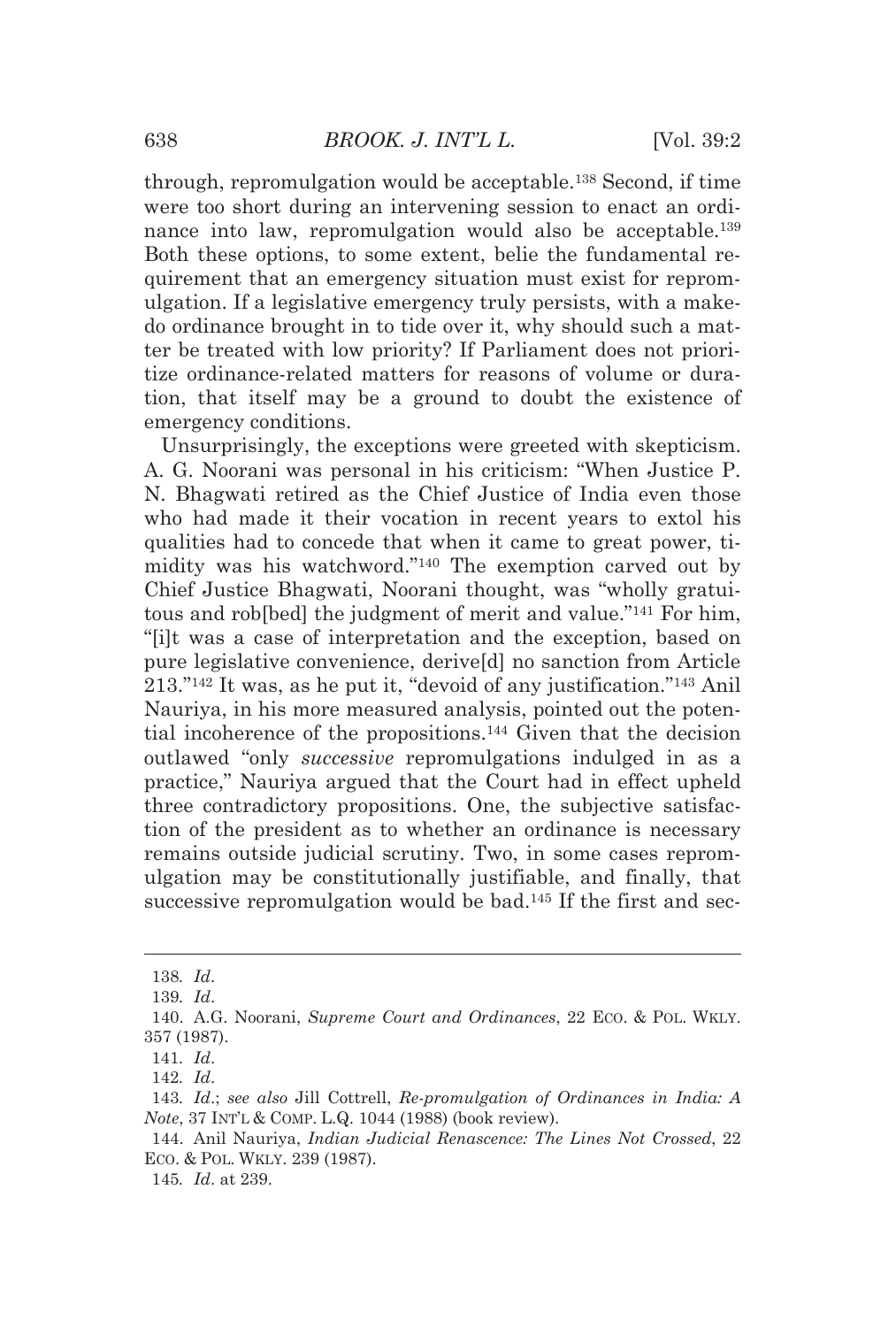through, repromulgation would be acceptable.[138] Second, if time were too short during an intervening session to enact an ordinance into law, repromulgation would also be acceptable.[139] Both these options, to some extent, belie the fundamental requirement that an emergency situation must exist for repromulgation. If a legislative emergency truly persists, with a make-do ordinance brought in to tide over it, why should such a matter be treated with low priority? If Parliament does not prioritize ordinance-related matters for reasons of volume or duration, that itself may be a ground to doubt the existence of emergency conditions.

Unsurprisingly, the exceptions were greeted with skepticism. A. G. Noorani was personal in his criticism: "When Justice P. N. Bhagwati retired as the Chief Justice of India even those who had made it their vocation in recent years to extol his qualities had to concede that when it came to great power, timidity was his watchword."[140] The exemption carved out by Chief Justice Bhagwati, Noorani thought, was "wholly gratuitous and rob[bed] the judgment of merit and value."[141] For him, "[i]t was a case of interpretation and the exception, based on pure legislative convenience, derive[d] no sanction from Article 213."[142] It was, as he put it, "devoid of any justification."[143] Anil Nauriya, in his more measured analysis, pointed out the potential incoherence of the propositions.[144] Given that the decision outlawed "only *successive* repromulgations indulged in as a practice," Nauriya argued that the Court had in effect upheld three contradictory propositions. One, the subjective satisfaction of the president as to whether an ordinance is necessary remains outside judicial scrutiny. Two, in some cases repromulgation may be constitutionally justifiable, and finally, that successive repromulgation would be bad.[145] If the first and sec-

---

138. *Id*.

139. *Id*.

140. A.G. Noorani, *Supreme Court and Ordinances*, 22 ECO. & POL. WKLY. 357 (1987).

141. *Id*.

142. *Id*.

143. *Id*.; *see also* Jill Cottrell, *Re-promulgation of Ordinances in India: A Note*, 37 INT'L & COMP. L.Q. 1044 (1988) (book review).

144. Anil Nauriya, *Indian Judicial Renascence: The Lines Not Crossed*, 22 ECO. & POL. WKLY. 239 (1987).

145. *Id*. at 239.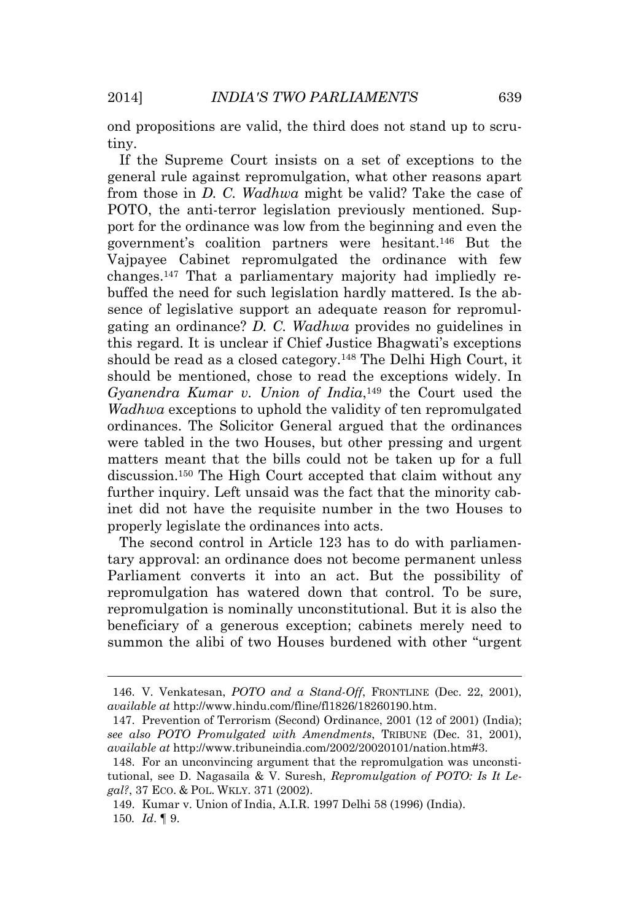ond propositions are valid, the third does not stand up to scrutiny.

If the Supreme Court insists on a set of exceptions to the general rule against repromulgation, what other reasons apart from those in *D. C. Wadhwa* might be valid? Take the case of POTO, the anti-terror legislation previously mentioned. Support for the ordinance was low from the beginning and even the government's coalition partners were hesitant.[146] But the Vajpayee Cabinet repromulgated the ordinance with few changes.[147] That a parliamentary majority had impliedly rebuffed the need for such legislation hardly mattered. Is the absence of legislative support an adequate reason for repromulgating an ordinance? *D. C. Wadhwa* provides no guidelines in this regard. It is unclear if Chief Justice Bhagwati's exceptions should be read as a closed category.[148] The Delhi High Court, it should be mentioned, chose to read the exceptions widely. In *Gyanendra Kumar v. Union of India*,[149] the Court used the *Wadhwa* exceptions to uphold the validity of ten repromulgated ordinances. The Solicitor General argued that the ordinances were tabled in the two Houses, but other pressing and urgent matters meant that the bills could not be taken up for a full discussion.[150] The High Court accepted that claim without any further inquiry. Left unsaid was the fact that the minority cabinet did not have the requisite number in the two Houses to properly legislate the ordinances into acts.

The second control in Article 123 has to do with parliamentary approval: an ordinance does not become permanent unless Parliament converts it into an act. But the possibility of repromulgation has watered down that control. To be sure, repromulgation is nominally unconstitutional. But it is also the beneficiary of a generous exception; cabinets merely need to summon the alibi of two Houses burdened with other "urgent

---

146. V. Venkatesan, *POTO and a Stand-Off*, FRONTLINE (Dec. 22, 2001), *available at* http://www.hindu.com/fline/fl1826/18260190.htm.

147. Prevention of Terrorism (Second) Ordinance, 2001 (12 of 2001) (India); *see also POTO Promulgated with Amendments*, TRIBUNE (Dec. 31, 2001), *available at* http://www.tribuneindia.com/2002/20020101/nation.htm#3.

148. For an unconvincing argument that the repromulgation was unconstitutional, see D. Nagasaila & V. Suresh, *Repromulgation of POTO: Is It Legal?*, 37 ECO. & POL. WKLY. 371 (2002).

149. Kumar v. Union of India, A.I.R. 1997 Delhi 58 (1996) (India).

150. *Id*. ¶ 9.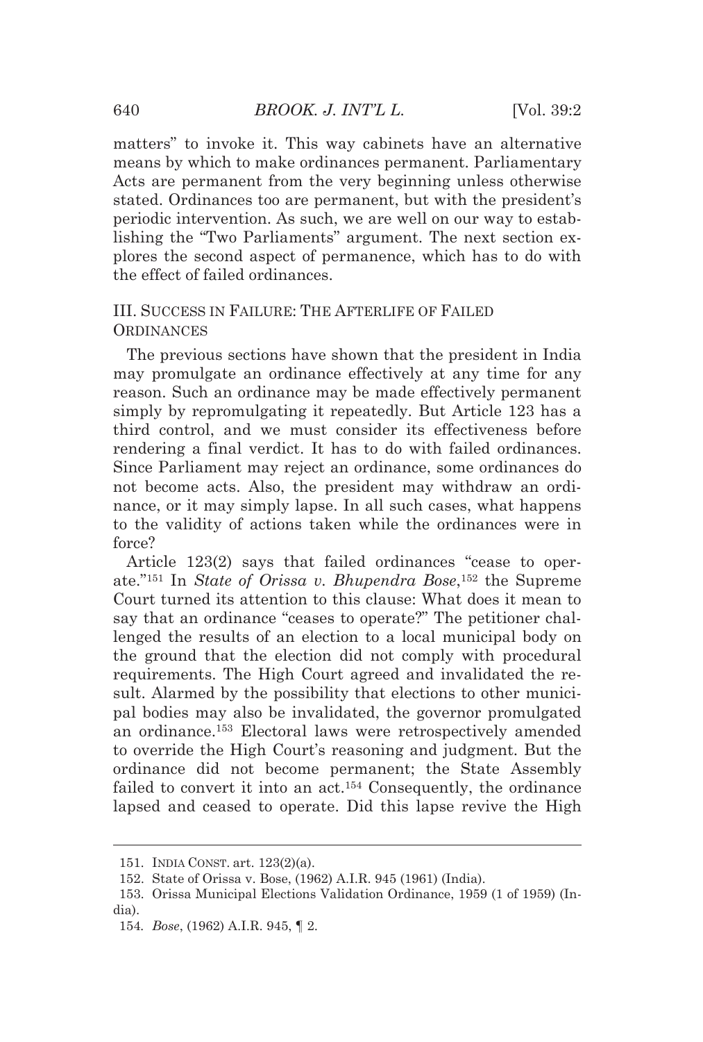matters" to invoke it. This way cabinets have an alternative means by which to make ordinances permanent. Parliamentary Acts are permanent from the very beginning unless otherwise stated. Ordinances too are permanent, but with the president's periodic intervention. As such, we are well on our way to establishing the "Two Parliaments" argument. The next section explores the second aspect of permanence, which has to do with the effect of failed ordinances.

## III. SUCCESS IN FAILURE: THE AFTERLIFE OF FAILED ORDINANCES

The previous sections have shown that the president in India may promulgate an ordinance effectively at any time for any reason. Such an ordinance may be made effectively permanent simply by repromulgating it repeatedly. But Article 123 has a third control, and we must consider its effectiveness before rendering a final verdict. It has to do with failed ordinances. Since Parliament may reject an ordinance, some ordinances do not become acts. Also, the president may withdraw an ordinance, or it may simply lapse. In all such cases, what happens to the validity of actions taken while the ordinances were in force?

Article 123(2) says that failed ordinances "cease to operate."[151] In *State of Orissa v. Bhupendra Bose*,[152] the Supreme Court turned its attention to this clause: What does it mean to say that an ordinance "ceases to operate?" The petitioner challenged the results of an election to a local municipal body on the ground that the election did not comply with procedural requirements. The High Court agreed and invalidated the result. Alarmed by the possibility that elections to other municipal bodies may also be invalidated, the governor promulgated an ordinance.[153] Electoral laws were retrospectively amended to override the High Court's reasoning and judgment. But the ordinance did not become permanent; the State Assembly failed to convert it into an act.[154] Consequently, the ordinance lapsed and ceased to operate. Did this lapse revive the High

151. INDIA CONST. art. 123(2)(a).

152. State of Orissa v. Bose, (1962) A.I.R. 945 (1961) (India).

153. Orissa Municipal Elections Validation Ordinance, 1959 (1 of 1959) (India).

154. *Bose*, (1962) A.I.R. 945, ¶ 2.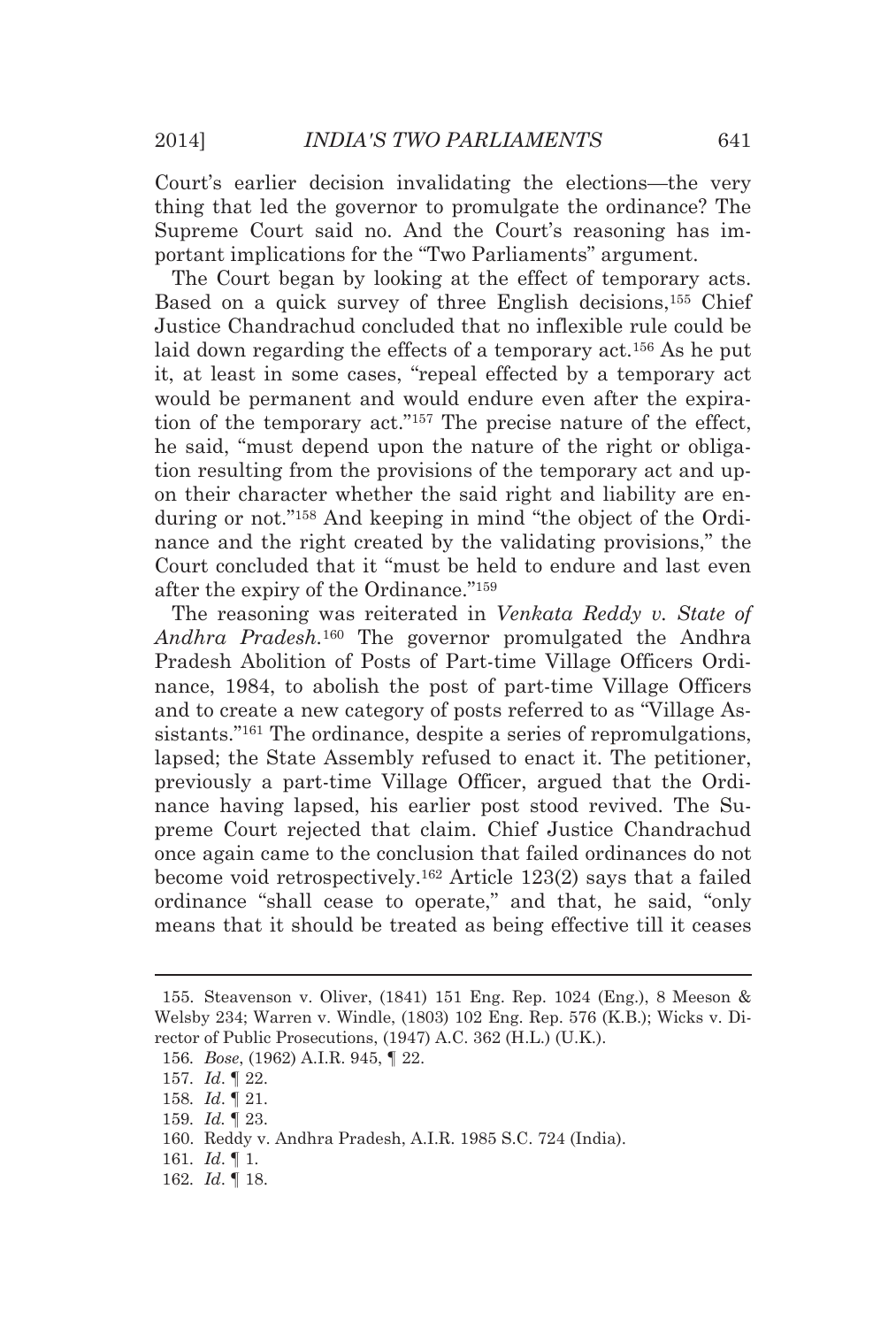Court's earlier decision invalidating the elections—the very thing that led the governor to promulgate the ordinance? The Supreme Court said no. And the Court's reasoning has important implications for the "Two Parliaments" argument.

The Court began by looking at the effect of temporary acts. Based on a quick survey of three English decisions,[155] Chief Justice Chandrachud concluded that no inflexible rule could be laid down regarding the effects of a temporary act.[156] As he put it, at least in some cases, "repeal effected by a temporary act would be permanent and would endure even after the expiration of the temporary act."[157] The precise nature of the effect, he said, "must depend upon the nature of the right or obligation resulting from the provisions of the temporary act and upon their character whether the said right and liability are enduring or not."[158] And keeping in mind "the object of the Ordinance and the right created by the validating provisions," the Court concluded that it "must be held to endure and last even after the expiry of the Ordinance."[159]

The reasoning was reiterated in *Venkata Reddy v. State of Andhra Pradesh*.[160] The governor promulgated the Andhra Pradesh Abolition of Posts of Part-time Village Officers Ordinance, 1984, to abolish the post of part-time Village Officers and to create a new category of posts referred to as "Village Assistants."[161] The ordinance, despite a series of repromulgations, lapsed; the State Assembly refused to enact it. The petitioner, previously a part-time Village Officer, argued that the Ordinance having lapsed, his earlier post stood revived. The Supreme Court rejected that claim. Chief Justice Chandrachud once again came to the conclusion that failed ordinances do not become void retrospectively.[162] Article 123(2) says that a failed ordinance "shall cease to operate," and that, he said, "only means that it should be treated as being effective till it ceases

---

155. Steavenson v. Oliver, (1841) 151 Eng. Rep. 1024 (Eng.), 8 Meeson & Welsby 234; Warren v. Windle, (1803) 102 Eng. Rep. 576 (K.B.); Wicks v. Director of Public Prosecutions, (1947) A.C. 362 (H.L.) (U.K.).

156. *Bose*, (1962) A.I.R. 945, ¶ 22.

157. *Id*. ¶ 22.

158. *Id*. ¶ 21.

159. *Id.* ¶ 23.

160. Reddy v. Andhra Pradesh, A.I.R. 1985 S.C. 724 (India).

161. *Id*. ¶ 1.

162. *Id*. ¶ 18.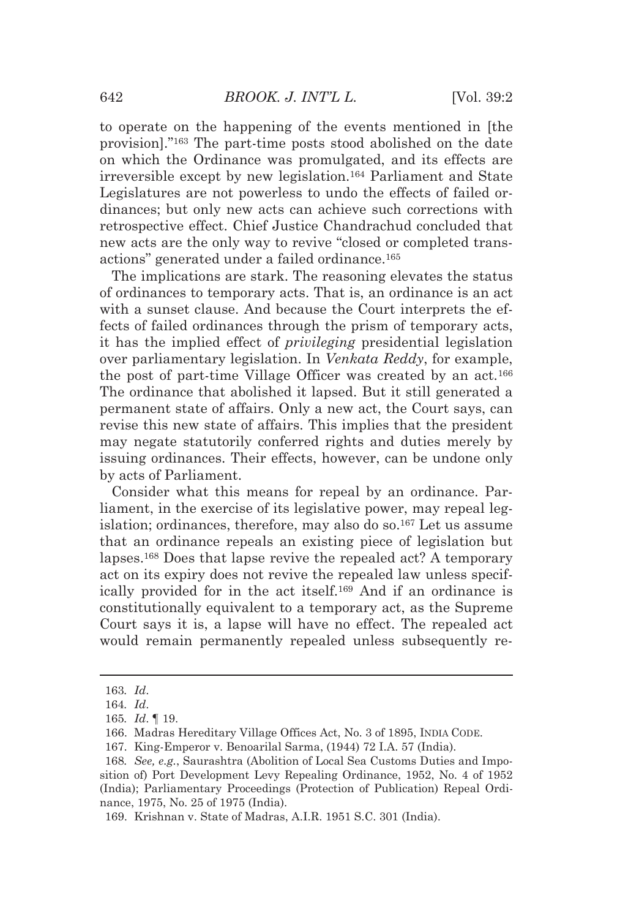to operate on the happening of the events mentioned in [the provision]."[163] The part-time posts stood abolished on the date on which the Ordinance was promulgated, and its effects are irreversible except by new legislation.[164] Parliament and State Legislatures are not powerless to undo the effects of failed ordinances; but only new acts can achieve such corrections with retrospective effect. Chief Justice Chandrachud concluded that new acts are the only way to revive "closed or completed transactions" generated under a failed ordinance.[165]

The implications are stark. The reasoning elevates the status of ordinances to temporary acts. That is, an ordinance is an act with a sunset clause. And because the Court interprets the effects of failed ordinances through the prism of temporary acts, it has the implied effect of *privileging* presidential legislation over parliamentary legislation. In *Venkata Reddy*, for example, the post of part-time Village Officer was created by an act.[166] The ordinance that abolished it lapsed. But it still generated a permanent state of affairs. Only a new act, the Court says, can revise this new state of affairs. This implies that the president may negate statutorily conferred rights and duties merely by issuing ordinances. Their effects, however, can be undone only by acts of Parliament.

Consider what this means for repeal by an ordinance. Parliament, in the exercise of its legislative power, may repeal legislation; ordinances, therefore, may also do so.[167] Let us assume that an ordinance repeals an existing piece of legislation but lapses.[168] Does that lapse revive the repealed act? A temporary act on its expiry does not revive the repealed law unless specifically provided for in the act itself.[169] And if an ordinance is constitutionally equivalent to a temporary act, as the Supreme Court says it is, a lapse will have no effect. The repealed act would remain permanently repealed unless subsequently re-

---

163. *Id*.

164. *Id*.

165. *Id*. ¶ 19.

166. Madras Hereditary Village Offices Act, No. 3 of 1895, INDIA CODE.

167. King-Emperor v. Benoarilal Sarma, (1944) 72 I.A. 57 (India).

168. *See, e.g.*, Saurashtra (Abolition of Local Sea Customs Duties and Imposition of) Port Development Levy Repealing Ordinance, 1952, No. 4 of 1952 (India); Parliamentary Proceedings (Protection of Publication) Repeal Ordinance, 1975, No. 25 of 1975 (India).

169. Krishnan v. State of Madras, A.I.R. 1951 S.C. 301 (India).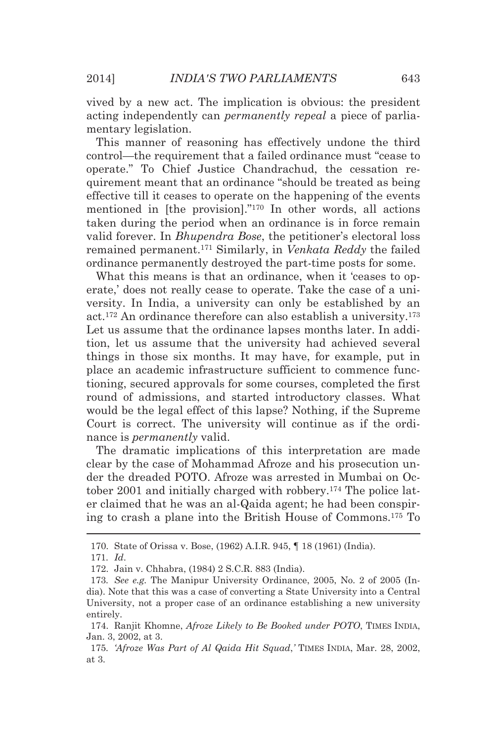vived by a new act. The implication is obvious: the president acting independently can *permanently repeal* a piece of parliamentary legislation.

This manner of reasoning has effectively undone the third control—the requirement that a failed ordinance must "cease to operate." To Chief Justice Chandrachud, the cessation requirement meant that an ordinance "should be treated as being effective till it ceases to operate on the happening of the events mentioned in [the provision]."[170] In other words, all actions taken during the period when an ordinance is in force remain valid forever. In *Bhupendra Bose*, the petitioner's electoral loss remained permanent.[171] Similarly, in *Venkata Reddy* the failed ordinance permanently destroyed the part-time posts for some.

What this means is that an ordinance, when it 'ceases to operate,' does not really cease to operate. Take the case of a university. In India, a university can only be established by an act.[172] An ordinance therefore can also establish a university.[173] Let us assume that the ordinance lapses months later. In addition, let us assume that the university had achieved several things in those six months. It may have, for example, put in place an academic infrastructure sufficient to commence functioning, secured approvals for some courses, completed the first round of admissions, and started introductory classes. What would be the legal effect of this lapse? Nothing, if the Supreme Court is correct. The university will continue as if the ordinance is *permanently* valid.

The dramatic implications of this interpretation are made clear by the case of Mohammad Afroze and his prosecution under the dreaded POTO. Afroze was arrested in Mumbai on October 2001 and initially charged with robbery.[174] The police later claimed that he was an al-Qaida agent; he had been conspiring to crash a plane into the British House of Commons.[175] To

---

170. State of Orissa v. Bose, (1962) A.I.R. 945, ¶ 18 (1961) (India).

171. *Id*.

172. Jain v. Chhabra, (1984) 2 S.C.R. 883 (India).

173. *See e.g.* The Manipur University Ordinance, 2005, No. 2 of 2005 (India). Note that this was a case of converting a State University into a Central University, not a proper case of an ordinance establishing a new university entirely.

174. Ranjit Khomne, *Afroze Likely to Be Booked under POTO*, TIMES INDIA, Jan. 3, 2002, at 3.

175. *'Afroze Was Part of Al Qaida Hit Squad*,*'* TIMES INDIA, Mar. 28, 2002, at 3.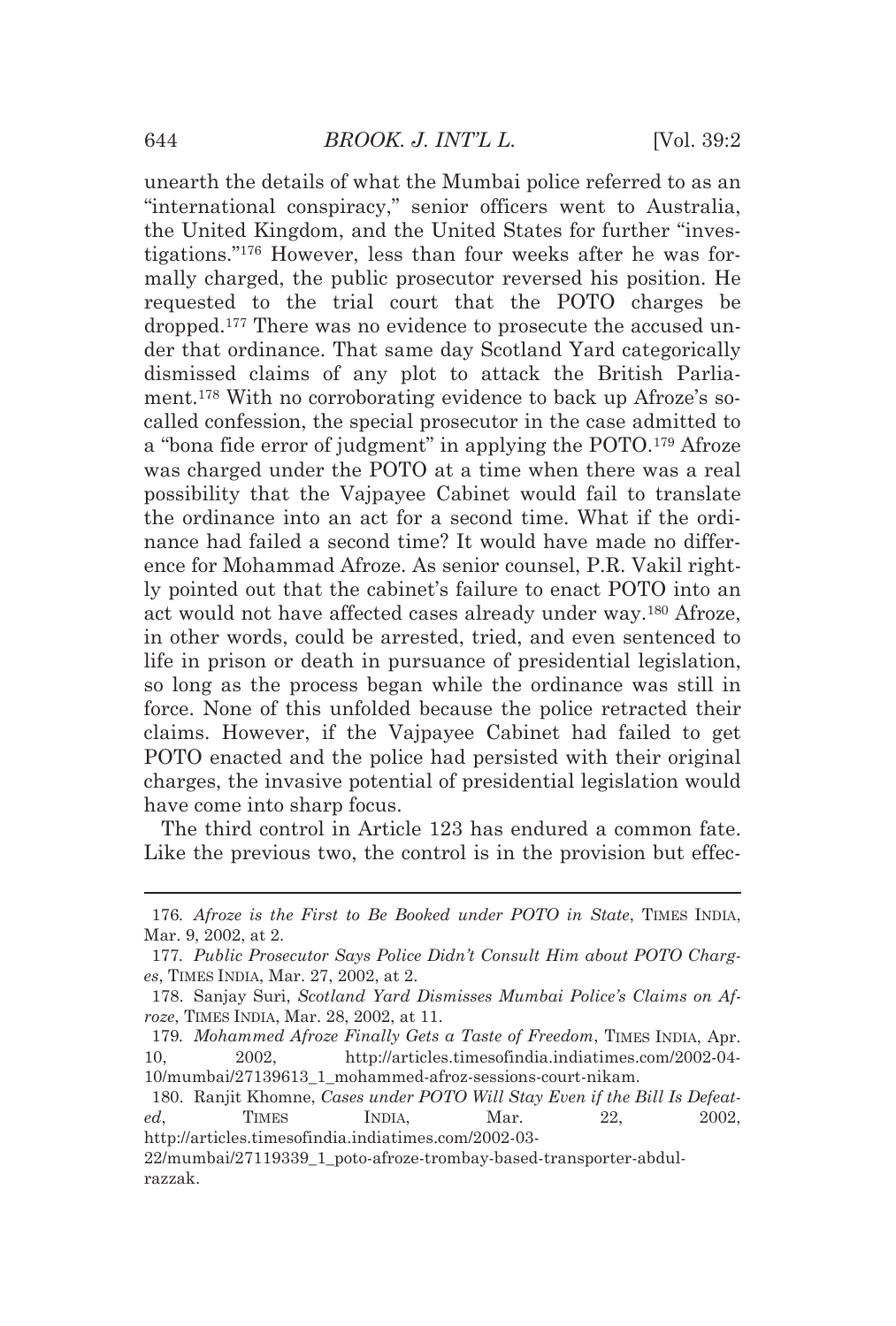unearth the details of what the Mumbai police referred to as an "international conspiracy," senior officers went to Australia, the United Kingdom, and the United States for further "investigations."[176] However, less than four weeks after he was formally charged, the public prosecutor reversed his position. He requested to the trial court that the POTO charges be dropped.[177] There was no evidence to prosecute the accused under that ordinance. That same day Scotland Yard categorically dismissed claims of any plot to attack the British Parliament.[178] With no corroborating evidence to back up Afroze's so-called confession, the special prosecutor in the case admitted to a "bona fide error of judgment" in applying the POTO.[179] Afroze was charged under the POTO at a time when there was a real possibility that the Vajpayee Cabinet would fail to translate the ordinance into an act for a second time. What if the ordinance had failed a second time? It would have made no difference for Mohammad Afroze. As senior counsel, P.R. Vakil rightly pointed out that the cabinet's failure to enact POTO into an act would not have affected cases already under way.[180] Afroze, in other words, could be arrested, tried, and even sentenced to life in prison or death in pursuance of presidential legislation, so long as the process began while the ordinance was still in force. None of this unfolded because the police retracted their claims. However, if the Vajpayee Cabinet had failed to get POTO enacted and the police had persisted with their original charges, the invasive potential of presidential legislation would have come into sharp focus.

The third control in Article 123 has endured a common fate. Like the previous two, the control is in the provision but effec-

---

176. *Afroze is the First to Be Booked under POTO in State*, TIMES INDIA, Mar. 9, 2002, at 2.

177. *Public Prosecutor Says Police Didn't Consult Him about POTO Charges*, TIMES INDIA, Mar. 27, 2002, at 2.

178. Sanjay Suri, *Scotland Yard Dismisses Mumbai Police's Claims on Afroze*, TIMES INDIA, Mar. 28, 2002, at 11.

179. *Mohammed Afroze Finally Gets a Taste of Freedom*, TIMES INDIA, Apr. 10, 2002, http://articles.timesofindia.indiatimes.com/2002-04-10/mumbai/27139613_1_mohammed-afroz-sessions-court-nikam.

180. Ranjit Khomne, *Cases under POTO Will Stay Even if the Bill Is Defeated*, TIMES INDIA, Mar. 22, 2002, http://articles.timesofindia.indiatimes.com/2002-03-22/mumbai/27119339_1_poto-afroze-trombay-based-transporter-abdul-razzak.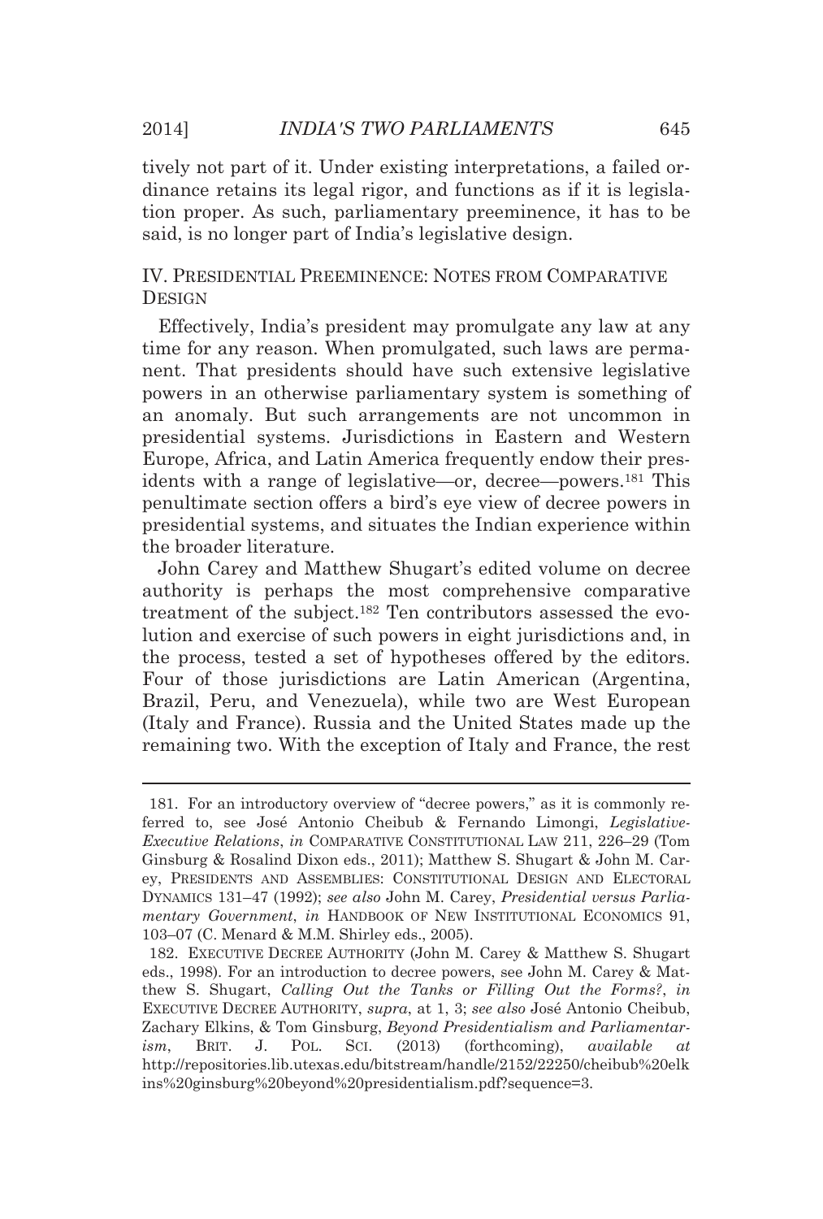tively not part of it. Under existing interpretations, a failed ordinance retains its legal rigor, and functions as if it is legislation proper. As such, parliamentary preeminence, it has to be said, is no longer part of India's legislative design.

## IV. PRESIDENTIAL PREEMINENCE: NOTES FROM COMPARATIVE DESIGN

Effectively, India's president may promulgate any law at any time for any reason. When promulgated, such laws are permanent. That presidents should have such extensive legislative powers in an otherwise parliamentary system is something of an anomaly. But such arrangements are not uncommon in presidential systems. Jurisdictions in Eastern and Western Europe, Africa, and Latin America frequently endow their presidents with a range of legislative—or, decree—powers.[181] This penultimate section offers a bird's eye view of decree powers in presidential systems, and situates the Indian experience within the broader literature.

John Carey and Matthew Shugart's edited volume on decree authority is perhaps the most comprehensive comparative treatment of the subject.[182] Ten contributors assessed the evolution and exercise of such powers in eight jurisdictions and, in the process, tested a set of hypotheses offered by the editors. Four of those jurisdictions are Latin American (Argentina, Brazil, Peru, and Venezuela), while two are West European (Italy and France). Russia and the United States made up the remaining two. With the exception of Italy and France, the rest

---

181. For an introductory overview of "decree powers," as it is commonly referred to, see José Antonio Cheibub & Fernando Limongi, *Legislative-Executive Relations*, *in* COMPARATIVE CONSTITUTIONAL LAW 211, 226–29 (Tom Ginsburg & Rosalind Dixon eds., 2011); Matthew S. Shugart & John M. Carey, PRESIDENTS AND ASSEMBLIES: CONSTITUTIONAL DESIGN AND ELECTORAL DYNAMICS 131–47 (1992); *see also* John M. Carey, *Presidential versus Parliamentary Government*, *in* HANDBOOK OF NEW INSTITUTIONAL ECONOMICS 91, 103–07 (C. Menard & M.M. Shirley eds., 2005).

182. EXECUTIVE DECREE AUTHORITY (John M. Carey & Matthew S. Shugart eds., 1998). For an introduction to decree powers, see John M. Carey & Matthew S. Shugart, *Calling Out the Tanks or Filling Out the Forms?*, *in* EXECUTIVE DECREE AUTHORITY, *supra*, at 1, 3; *see also* José Antonio Cheibub, Zachary Elkins, & Tom Ginsburg, *Beyond Presidentialism and Parliamentarism*, BRIT. J. POL. SCI. (2013) (forthcoming), *available at* http://repositories.lib.utexas.edu/bitstream/handle/2152/22250/cheibub%20elkins%20ginsburg%20beyond%20presidentialism.pdf?sequence=3.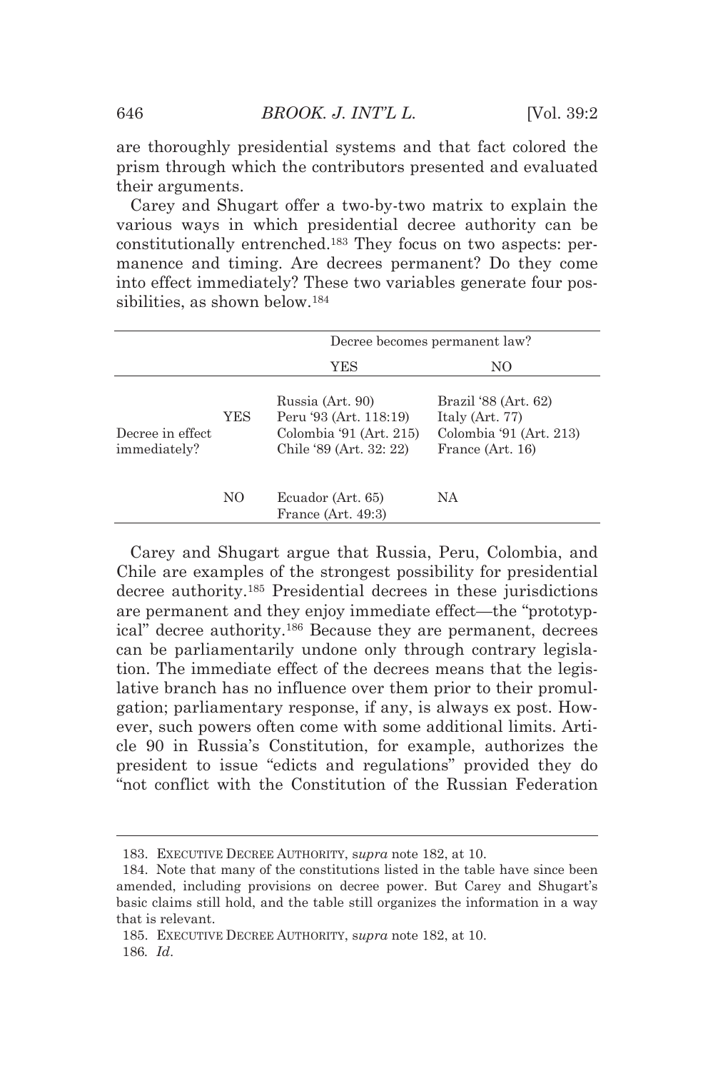are thoroughly presidential systems and that fact colored the prism through which the contributors presented and evaluated their arguments.

Carey and Shugart offer a two-by-two matrix to explain the various ways in which presidential decree authority can be constitutionally entrenched.[183] They focus on two aspects: permanence and timing. Are decrees permanent? Do they come into effect immediately? These two variables generate four possibilities, as shown below.[184]

| | | Decree becomes permanent law? | |
|---|---|---|---|
| | | YES | NO |
| Decree in effect immediately? | YES | Russia (Art. 90)<br>Peru '93 (Art. 118:19)<br>Colombia '91 (Art. 215)<br>Chile '89 (Art. 32: 22) | Brazil '88 (Art. 62)<br>Italy (Art. 77)<br>Colombia '91 (Art. 213)<br>France (Art. 16) |
| | NO | Ecuador (Art. 65)<br>France (Art. 49:3) | NA |

Carey and Shugart argue that Russia, Peru, Colombia, and Chile are examples of the strongest possibility for presidential decree authority.[185] Presidential decrees in these jurisdictions are permanent and they enjoy immediate effect—the "prototypical" decree authority.[186] Because they are permanent, decrees can be parliamentarily undone only through contrary legislation. The immediate effect of the decrees means that the legislative branch has no influence over them prior to their promulgation; parliamentary response, if any, is always ex post. However, such powers often come with some additional limits. Article 90 in Russia's Constitution, for example, authorizes the president to issue "edicts and regulations" provided they do "not conflict with the Constitution of the Russian Federation

---

183. EXECUTIVE DECREE AUTHORITY, *supra* note 182, at 10.

184. Note that many of the constitutions listed in the table have since been amended, including provisions on decree power. But Carey and Shugart's basic claims still hold, and the table still organizes the information in a way that is relevant.

185. EXECUTIVE DECREE AUTHORITY, *supra* note 182, at 10.

186. *Id*.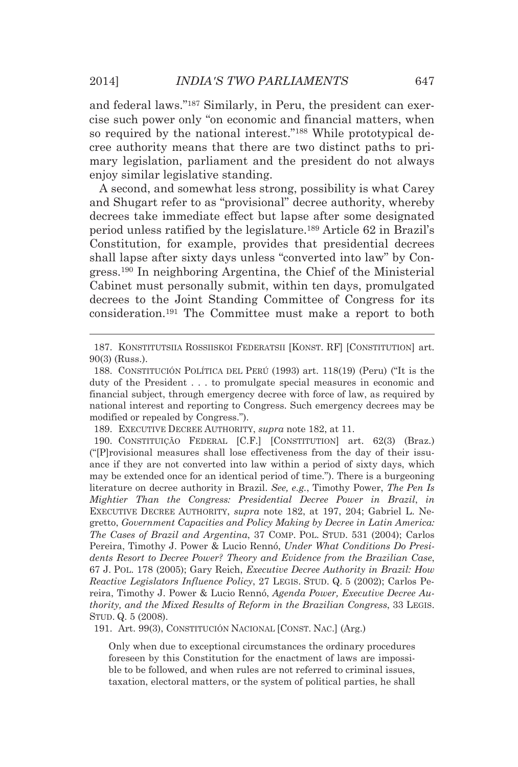and federal laws."[187] Similarly, in Peru, the president can exercise such power only "on economic and financial matters, when so required by the national interest."[188] While prototypical decree authority means that there are two distinct paths to primary legislation, parliament and the president do not always enjoy similar legislative standing.

A second, and somewhat less strong, possibility is what Carey and Shugart refer to as "provisional" decree authority, whereby decrees take immediate effect but lapse after some designated period unless ratified by the legislature.[189] Article 62 in Brazil's Constitution, for example, provides that presidential decrees shall lapse after sixty days unless "converted into law" by Congress.[190] In neighboring Argentina, the Chief of the Ministerial Cabinet must personally submit, within ten days, promulgated decrees to the Joint Standing Committee of Congress for its consideration.[191] The Committee must make a report to both

---

187. KONSTITUTSIIA ROSSIISKOI FEDERATSII [KONST. RF] [CONSTITUTION] art. 90(3) (Russ.).

188. CONSTITUCIÓN POLÍTICA DEL PERÚ (1993) art. 118(19) (Peru) ("It is the duty of the President . . . to promulgate special measures in economic and financial subject, through emergency decree with force of law, as required by national interest and reporting to Congress. Such emergency decrees may be modified or repealed by Congress.").

189. EXECUTIVE DECREE AUTHORITY, *supra* note 182, at 11.

190. CONSTITUIÇÃO FEDERAL [C.F.] [CONSTITUTION] art. 62(3) (Braz.) ("[P]rovisional measures shall lose effectiveness from the day of their issuance if they are not converted into law within a period of sixty days, which may be extended once for an identical period of time."). There is a burgeoning literature on decree authority in Brazil. *See, e.g.*, Timothy Power, *The Pen Is Mightier Than the Congress: Presidential Decree Power in Brazil*, *in* EXECUTIVE DECREE AUTHORITY, *supra* note 182, at 197, 204; Gabriel L. Negretto, *Government Capacities and Policy Making by Decree in Latin America: The Cases of Brazil and Argentina*, 37 COMP. POL. STUD. 531 (2004); Carlos Pereira, Timothy J. Power & Lucio Rennó, *Under What Conditions Do Presidents Resort to Decree Power? Theory and Evidence from the Brazilian Case*, 67 J. POL. 178 (2005); Gary Reich, *Executive Decree Authority in Brazil: How Reactive Legislators Influence Policy*, 27 LEGIS. STUD. Q. 5 (2002); Carlos Pereira, Timothy J. Power & Lucio Rennó, *Agenda Power, Executive Decree Authority, and the Mixed Results of Reform in the Brazilian Congress*, 33 LEGIS. STUD. Q. 5 (2008).

191. Art. 99(3), CONSTITUCIÓN NACIONAL [CONST. NAC.] (Arg.)

> Only when due to exceptional circumstances the ordinary procedures foreseen by this Constitution for the enactment of laws are impossible to be followed, and when rules are not referred to criminal issues, taxation, electoral matters, or the system of political parties, he shall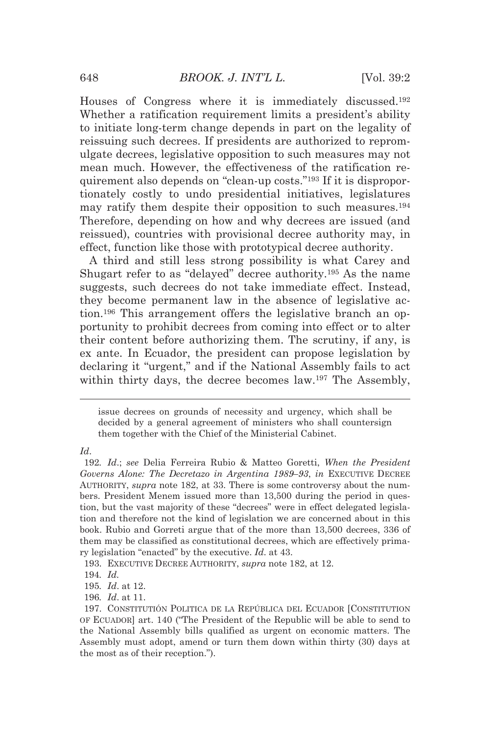Houses of Congress where it is immediately discussed.[192] Whether a ratification requirement limits a president's ability to initiate long-term change depends in part on the legality of reissuing such decrees. If presidents are authorized to repromulgate decrees, legislative opposition to such measures may not mean much. However, the effectiveness of the ratification requirement also depends on "clean-up costs."[193] If it is disproportionately costly to undo presidential initiatives, legislatures may ratify them despite their opposition to such measures.[194] Therefore, depending on how and why decrees are issued (and reissued), countries with provisional decree authority may, in effect, function like those with prototypical decree authority.

A third and still less strong possibility is what Carey and Shugart refer to as "delayed" decree authority.[195] As the name suggests, such decrees do not take immediate effect. Instead, they become permanent law in the absence of legislative action.[196] This arrangement offers the legislative branch an opportunity to prohibit decrees from coming into effect or to alter their content before authorizing them. The scrutiny, if any, is ex ante. In Ecuador, the president can propose legislation by declaring it "urgent," and if the National Assembly fails to act within thirty days, the decree becomes law.[197] The Assembly,

---

> issue decrees on grounds of necessity and urgency, which shall be decided by a general agreement of ministers who shall countersign them together with the Chief of the Ministerial Cabinet.

*Id*.

192. *Id*.; *see* Delia Ferreira Rubio & Matteo Goretti, *When the President Governs Alone: The Decretazo in Argentina 1989–93*, *in* EXECUTIVE DECREE AUTHORITY, *supra* note 182, at 33. There is some controversy about the numbers. President Menem issued more than 13,500 during the period in question, but the vast majority of these "decrees" were in effect delegated legislation and therefore not the kind of legislation we are concerned about in this book. Rubio and Gorreti argue that of the more than 13,500 decrees, 336 of them may be classified as constitutional decrees, which are effectively primary legislation "enacted" by the executive. *Id*. at 43.

193. EXECUTIVE DECREE AUTHORITY, *supra* note 182, at 12.

194. *Id*.

195. *Id*. at 12.

196. *Id*. at 11.

197. CONSTITUTIÓN POLITICA DE LA REPÚBLICA DEL ECUADOR [CONSTITUTION OF ECUADOR] art. 140 ("The President of the Republic will be able to send to the National Assembly bills qualified as urgent on economic matters. The Assembly must adopt, amend or turn them down within thirty (30) days at the most as of their reception.").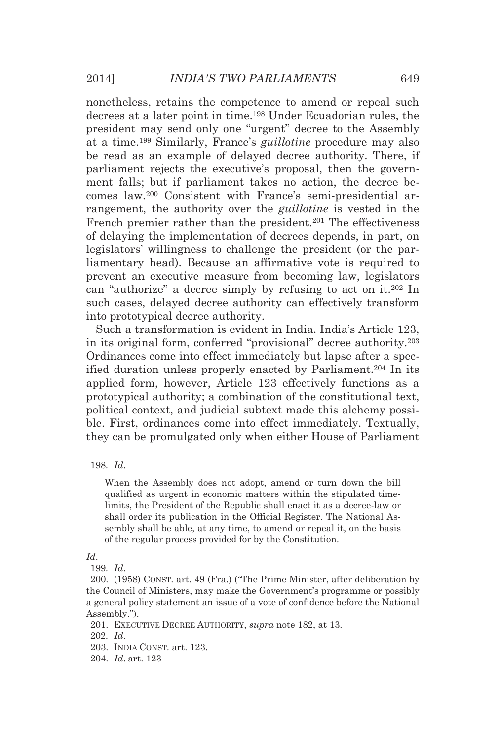nonetheless, retains the competence to amend or repeal such decrees at a later point in time.[198] Under Ecuadorian rules, the president may send only one "urgent" decree to the Assembly at a time.[199] Similarly, France's *guillotine* procedure may also be read as an example of delayed decree authority. There, if parliament rejects the executive's proposal, then the government falls; but if parliament takes no action, the decree becomes law.[200] Consistent with France's semi-presidential arrangement, the authority over the *guillotine* is vested in the French premier rather than the president.[201] The effectiveness of delaying the implementation of decrees depends, in part, on legislators' willingness to challenge the president (or the parliamentary head). Because an affirmative vote is required to prevent an executive measure from becoming law, legislators can "authorize" a decree simply by refusing to act on it.[202] In such cases, delayed decree authority can effectively transform into prototypical decree authority.

Such a transformation is evident in India. India's Article 123, in its original form, conferred "provisional" decree authority.[203] Ordinances come into effect immediately but lapse after a specified duration unless properly enacted by Parliament.[204] In its applied form, however, Article 123 effectively functions as a prototypical authority; a combination of the constitutional text, political context, and judicial subtext made this alchemy possible. First, ordinances come into effect immediately. Textually, they can be promulgated only when either House of Parliament

---

198. *Id*.

> When the Assembly does not adopt, amend or turn down the bill qualified as urgent in economic matters within the stipulated time-limits, the President of the Republic shall enact it as a decree-law or shall order its publication in the Official Register. The National Assembly shall be able, at any time, to amend or repeal it, on the basis of the regular process provided for by the Constitution.

*Id*.

199. *Id*.

200. (1958) CONST. art. 49 (Fra.) ("The Prime Minister, after deliberation by the Council of Ministers, may make the Government's programme or possibly a general policy statement an issue of a vote of confidence before the National Assembly.").

201. EXECUTIVE DECREE AUTHORITY, *supra* note 182, at 13.

202. *Id*.

203. INDIA CONST. art. 123.

204. *Id*. art. 123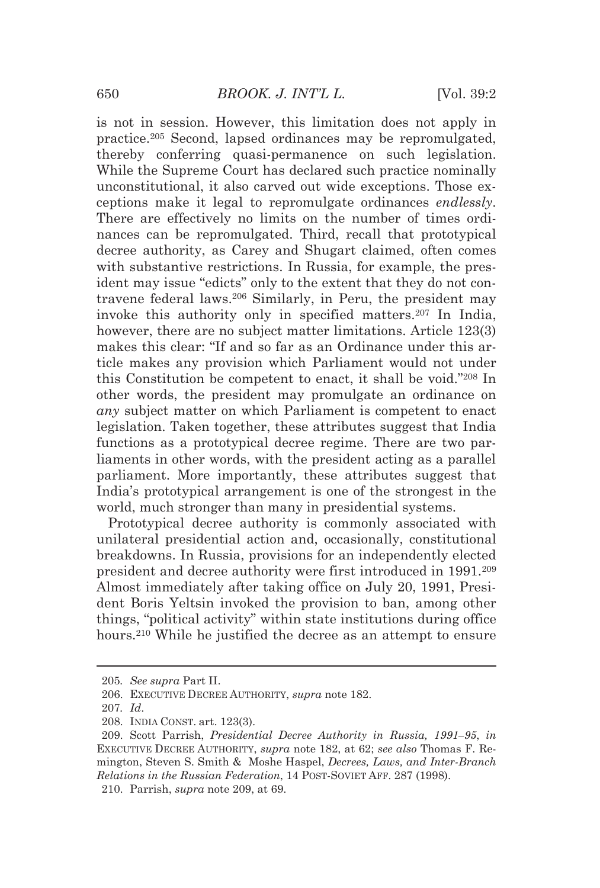is not in session. However, this limitation does not apply in practice.[205] Second, lapsed ordinances may be repromulgated, thereby conferring quasi-permanence on such legislation. While the Supreme Court has declared such practice nominally unconstitutional, it also carved out wide exceptions. Those exceptions make it legal to repromulgate ordinances *endlessly*. There are effectively no limits on the number of times ordinances can be repromulgated. Third, recall that prototypical decree authority, as Carey and Shugart claimed, often comes with substantive restrictions. In Russia, for example, the president may issue "edicts" only to the extent that they do not contravene federal laws.[206] Similarly, in Peru, the president may invoke this authority only in specified matters.[207] In India, however, there are no subject matter limitations. Article 123(3) makes this clear: "If and so far as an Ordinance under this article makes any provision which Parliament would not under this Constitution be competent to enact, it shall be void."[208] In other words, the president may promulgate an ordinance on *any* subject matter on which Parliament is competent to enact legislation. Taken together, these attributes suggest that India functions as a prototypical decree regime. There are two parliaments in other words, with the president acting as a parallel parliament. More importantly, these attributes suggest that India's prototypical arrangement is one of the strongest in the world, much stronger than many in presidential systems.

Prototypical decree authority is commonly associated with unilateral presidential action and, occasionally, constitutional breakdowns. In Russia, provisions for an independently elected president and decree authority were first introduced in 1991.[209] Almost immediately after taking office on July 20, 1991, President Boris Yeltsin invoked the provision to ban, among other things, "political activity" within state institutions during office hours.[210] While he justified the decree as an attempt to ensure

---

205. *See supra* Part II.

206. EXECUTIVE DECREE AUTHORITY, *supra* note 182.

207. *Id*.

208. INDIA CONST. art. 123(3).

209. Scott Parrish, *Presidential Decree Authority in Russia, 1991–95*, *in* EXECUTIVE DECREE AUTHORITY, *supra* note 182, at 62; *see also* Thomas F. Remington, Steven S. Smith & Moshe Haspel, *Decrees, Laws, and Inter-Branch Relations in the Russian Federation*, 14 POST-SOVIET AFF. 287 (1998).

210. Parrish, *supra* note 209, at 69.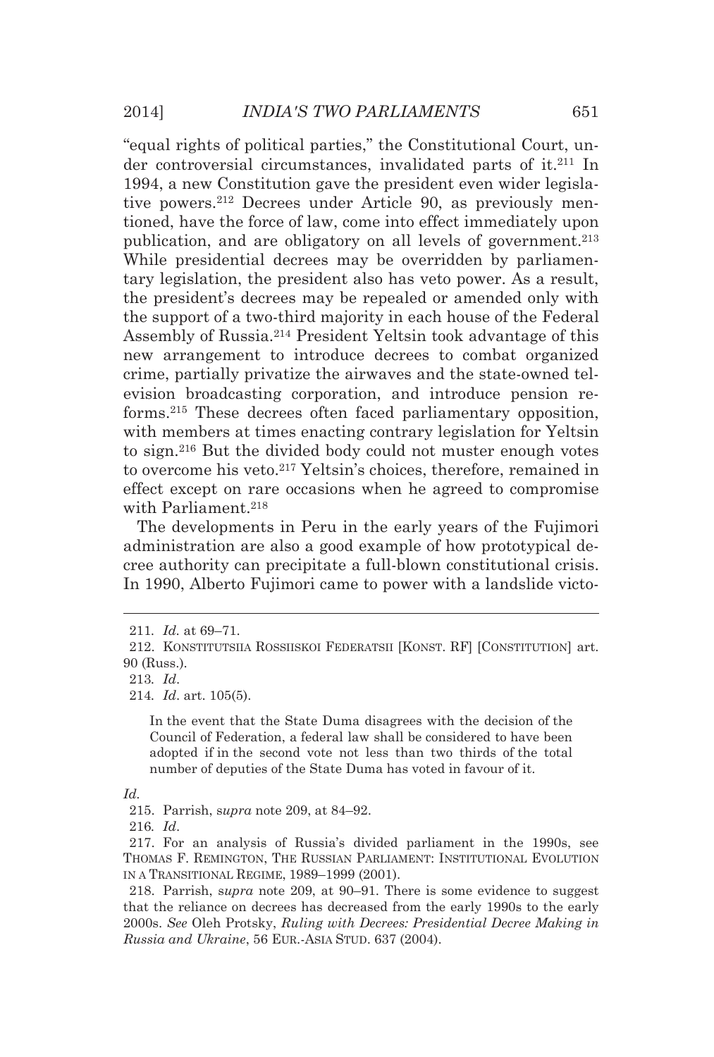"equal rights of political parties," the Constitutional Court, under controversial circumstances, invalidated parts of it.[211] In 1994, a new Constitution gave the president even wider legislative powers.[212] Decrees under Article 90, as previously mentioned, have the force of law, come into effect immediately upon publication, and are obligatory on all levels of government.[213] While presidential decrees may be overridden by parliamentary legislation, the president also has veto power. As a result, the president's decrees may be repealed or amended only with the support of a two-third majority in each house of the Federal Assembly of Russia.[214] President Yeltsin took advantage of this new arrangement to introduce decrees to combat organized crime, partially privatize the airwaves and the state-owned television broadcasting corporation, and introduce pension reforms.[215] These decrees often faced parliamentary opposition, with members at times enacting contrary legislation for Yeltsin to sign.[216] But the divided body could not muster enough votes to overcome his veto.[217] Yeltsin's choices, therefore, remained in effect except on rare occasions when he agreed to compromise with Parliament.[218]

The developments in Peru in the early years of the Fujimori administration are also a good example of how prototypical decree authority can precipitate a full-blown constitutional crisis. In 1990, Alberto Fujimori came to power with a landslide victo-

---

211. *Id.* at 69–71.

212. KONSTITUTSIIA ROSSIISKOI FEDERATSII [KONST. RF] [CONSTITUTION] art. 90 (Russ.).

213. *Id*.

214. *Id*. art. 105(5).

> In the event that the State Duma disagrees with the decision of the Council of Federation, a federal law shall be considered to have been adopted if in the second vote not less than two thirds of the total number of deputies of the State Duma has voted in favour of it.

*Id.*

215. Parrish, *supra* note 209, at 84–92.

216. *Id*.

217. For an analysis of Russia's divided parliament in the 1990s, see THOMAS F. REMINGTON, THE RUSSIAN PARLIAMENT: INSTITUTIONAL EVOLUTION IN A TRANSITIONAL REGIME, 1989–1999 (2001).

218. Parrish, *supra* note 209, at 90–91. There is some evidence to suggest that the reliance on decrees has decreased from the early 1990s to the early 2000s. *See* Oleh Protsky, *Ruling with Decrees: Presidential Decree Making in Russia and Ukraine*, 56 EUR.-ASIA STUD. 637 (2004).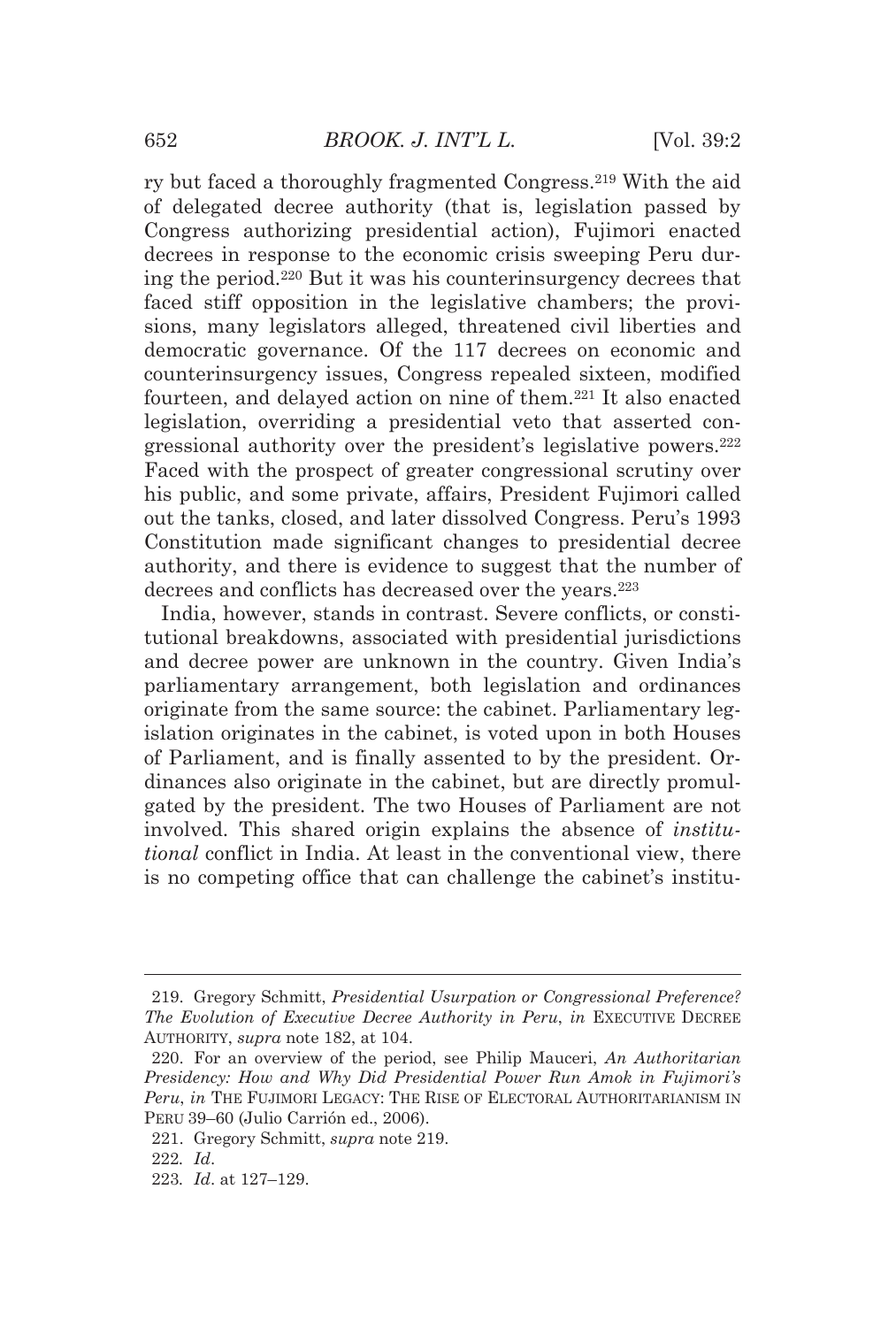ry but faced a thoroughly fragmented Congress.[219] With the aid of delegated decree authority (that is, legislation passed by Congress authorizing presidential action), Fujimori enacted decrees in response to the economic crisis sweeping Peru during the period.[220] But it was his counterinsurgency decrees that faced stiff opposition in the legislative chambers; the provisions, many legislators alleged, threatened civil liberties and democratic governance. Of the 117 decrees on economic and counterinsurgency issues, Congress repealed sixteen, modified fourteen, and delayed action on nine of them.[221] It also enacted legislation, overriding a presidential veto that asserted congressional authority over the president's legislative powers.[222] Faced with the prospect of greater congressional scrutiny over his public, and some private, affairs, President Fujimori called out the tanks, closed, and later dissolved Congress. Peru's 1993 Constitution made significant changes to presidential decree authority, and there is evidence to suggest that the number of decrees and conflicts has decreased over the years.[223]

India, however, stands in contrast. Severe conflicts, or constitutional breakdowns, associated with presidential jurisdictions and decree power are unknown in the country. Given India's parliamentary arrangement, both legislation and ordinances originate from the same source: the cabinet. Parliamentary legislation originates in the cabinet, is voted upon in both Houses of Parliament, and is finally assented to by the president. Ordinances also originate in the cabinet, but are directly promulgated by the president. The two Houses of Parliament are not involved. This shared origin explains the absence of *institutional* conflict in India. At least in the conventional view, there is no competing office that can challenge the cabinet's institu-

---

219. Gregory Schmitt, *Presidential Usurpation or Congressional Preference? The Evolution of Executive Decree Authority in Peru*, *in* EXECUTIVE DECREE AUTHORITY, *supra* note 182, at 104.

220. For an overview of the period, see Philip Mauceri, *An Authoritarian Presidency: How and Why Did Presidential Power Run Amok in Fujimori's Peru*, *in* THE FUJIMORI LEGACY: THE RISE OF ELECTORAL AUTHORITARIANISM IN PERU 39–60 (Julio Carrión ed., 2006).

221. Gregory Schmitt, *supra* note 219.

222. *Id*.

223. *Id*. at 127–129.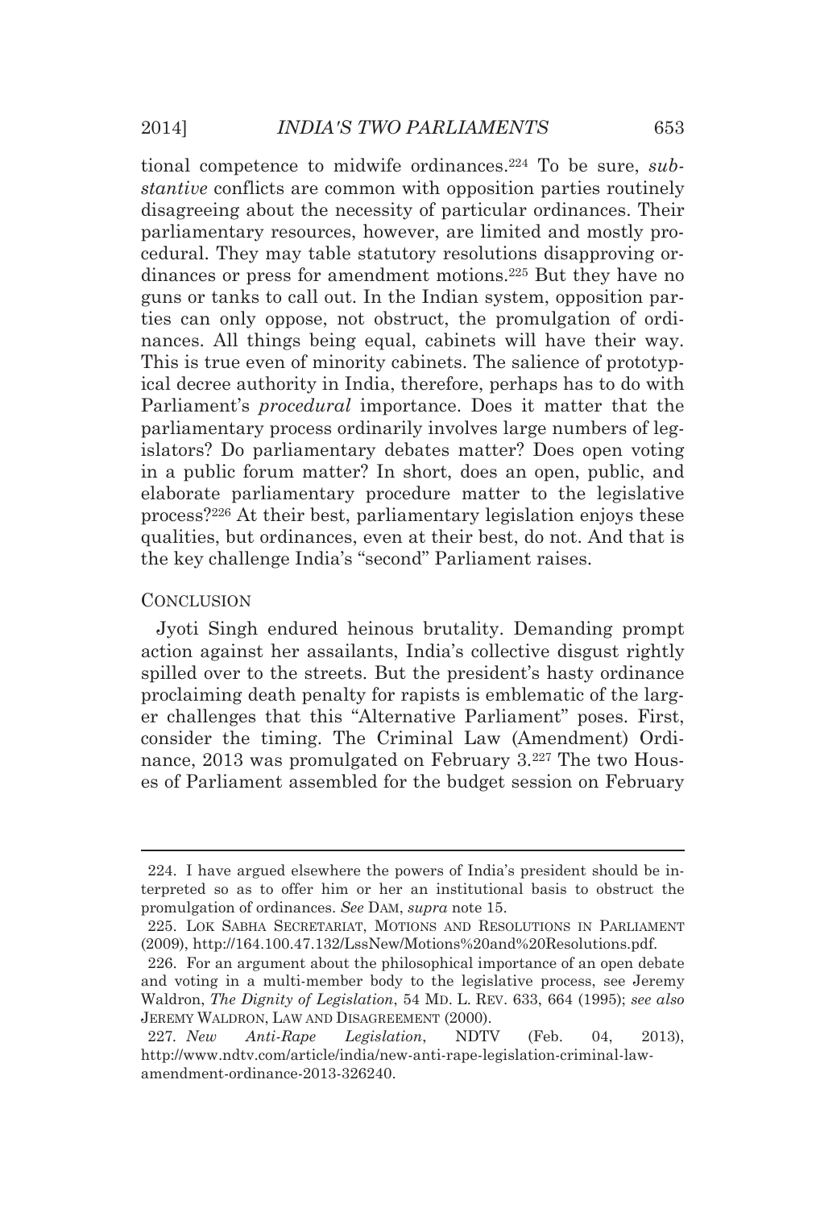tional competence to midwife ordinances.[224] To be sure, *substantive* conflicts are common with opposition parties routinely disagreeing about the necessity of particular ordinances. Their parliamentary resources, however, are limited and mostly procedural. They may table statutory resolutions disapproving ordinances or press for amendment motions.[225] But they have no guns or tanks to call out. In the Indian system, opposition parties can only oppose, not obstruct, the promulgation of ordinances. All things being equal, cabinets will have their way. This is true even of minority cabinets. The salience of prototypical decree authority in India, therefore, perhaps has to do with Parliament's *procedural* importance. Does it matter that the parliamentary process ordinarily involves large numbers of legislators? Do parliamentary debates matter? Does open voting in a public forum matter? In short, does an open, public, and elaborate parliamentary procedure matter to the legislative process?[226] At their best, parliamentary legislation enjoys these qualities, but ordinances, even at their best, do not. And that is the key challenge India's "second" Parliament raises.

## CONCLUSION

Jyoti Singh endured heinous brutality. Demanding prompt action against her assailants, India's collective disgust rightly spilled over to the streets. But the president's hasty ordinance proclaiming death penalty for rapists is emblematic of the larger challenges that this "Alternative Parliament" poses. First, consider the timing. The Criminal Law (Amendment) Ordinance, 2013 was promulgated on February 3.[227] The two Houses of Parliament assembled for the budget session on February

---

224. I have argued elsewhere the powers of India's president should be interpreted so as to offer him or her an institutional basis to obstruct the promulgation of ordinances. *See* DAM, *supra* note 15.

225. LOK SABHA SECRETARIAT, MOTIONS AND RESOLUTIONS IN PARLIAMENT (2009), http://164.100.47.132/LssNew/Motions%20and%20Resolutions.pdf.

226. For an argument about the philosophical importance of an open debate and voting in a multi-member body to the legislative process, see Jeremy Waldron, *The Dignity of Legislation*, 54 MD. L. REV. 633, 664 (1995); *see also* JEREMY WALDRON, LAW AND DISAGREEMENT (2000).

227. *New Anti-Rape Legislation*, NDTV (Feb. 04, 2013), http://www.ndtv.com/article/india/new-anti-rape-legislation-criminal-law-amendment-ordinance-2013-326240.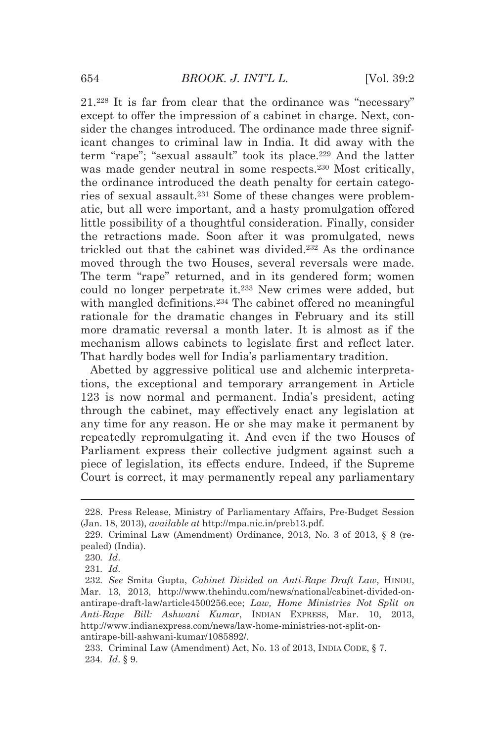21.[228] It is far from clear that the ordinance was "necessary" except to offer the impression of a cabinet in charge. Next, consider the changes introduced. The ordinance made three significant changes to criminal law in India. It did away with the term "rape"; "sexual assault" took its place.[229] And the latter was made gender neutral in some respects.[230] Most critically, the ordinance introduced the death penalty for certain categories of sexual assault.[231] Some of these changes were problematic, but all were important, and a hasty promulgation offered little possibility of a thoughtful consideration. Finally, consider the retractions made. Soon after it was promulgated, news trickled out that the cabinet was divided.[232] As the ordinance moved through the two Houses, several reversals were made. The term "rape" returned, and in its gendered form; women could no longer perpetrate it.[233] New crimes were added, but with mangled definitions.[234] The cabinet offered no meaningful rationale for the dramatic changes in February and its still more dramatic reversal a month later. It is almost as if the mechanism allows cabinets to legislate first and reflect later. That hardly bodes well for India's parliamentary tradition.

Abetted by aggressive political use and alchemic interpretations, the exceptional and temporary arrangement in Article 123 is now normal and permanent. India's president, acting through the cabinet, may effectively enact any legislation at any time for any reason. He or she may make it permanent by repeatedly repromulgating it. And even if the two Houses of Parliament express their collective judgment against such a piece of legislation, its effects endure. Indeed, if the Supreme Court is correct, it may permanently repeal any parliamentary

---

228. Press Release, Ministry of Parliamentary Affairs, Pre-Budget Session (Jan. 18, 2013), *available at* http://mpa.nic.in/preb13.pdf.

229. Criminal Law (Amendment) Ordinance, 2013, No. 3 of 2013, § 8 (repealed) (India).

230. *Id*.

231. *Id*.

232. *See* Smita Gupta, *Cabinet Divided on Anti-Rape Draft Law*, HINDU, Mar. 13, 2013, http://www.thehindu.com/news/national/cabinet-divided-on-antirape-draft-law/article4500256.ece; *Law, Home Ministries Not Split on Anti-Rape Bill: Ashwani Kumar*, INDIAN EXPRESS, Mar. 10, 2013, http://www.indianexpress.com/news/law-home-ministries-not-split-on-antirape-bill-ashwani-kumar/1085892/.

233. Criminal Law (Amendment) Act, No. 13 of 2013, INDIA CODE, § 7.

234. *Id*. § 9.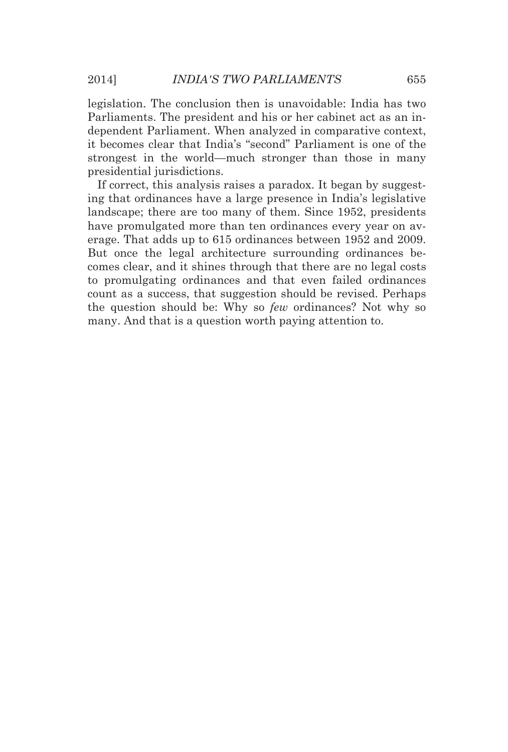legislation. The conclusion then is unavoidable: India has two Parliaments. The president and his or her cabinet act as an independent Parliament. When analyzed in comparative context, it becomes clear that India's "second" Parliament is one of the strongest in the world—much stronger than those in many presidential jurisdictions.

If correct, this analysis raises a paradox. It began by suggesting that ordinances have a large presence in India's legislative landscape; there are too many of them. Since 1952, presidents have promulgated more than ten ordinances every year on average. That adds up to 615 ordinances between 1952 and 2009. But once the legal architecture surrounding ordinances becomes clear, and it shines through that there are no legal costs to promulgating ordinances and that even failed ordinances count as a success, that suggestion should be revised. Perhaps the question should be: Why so *few* ordinances? Not why so many. And that is a question worth paying attention to.